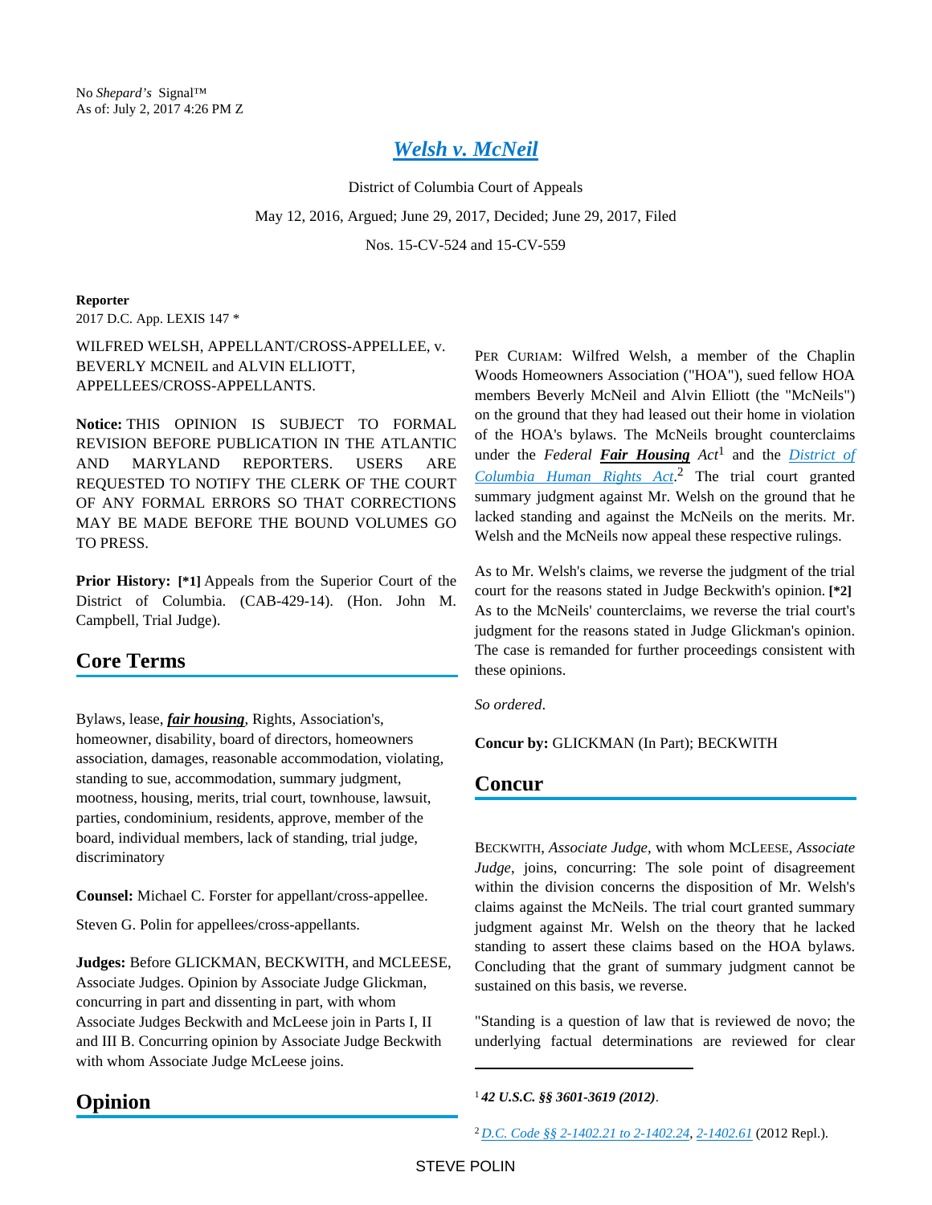No *Shepard's* Signal™
As of: July 2, 2017 4:26 PM Z

# Welsh v. McNeil

District of Columbia Court of Appeals

May 12, 2016, Argued; June 29, 2017, Decided; June 29, 2017, Filed

Nos. 15-CV-524 and 15-CV-559

**Reporter**

2017 D.C. App. LEXIS 147 *

WILFRED WELSH, APPELLANT/CROSS-APPELLEE, v. BEVERLY MCNEIL and ALVIN ELLIOTT, APPELLEES/CROSS-APPELLANTS.

**Notice:** THIS OPINION IS SUBJECT TO FORMAL REVISION BEFORE PUBLICATION IN THE ATLANTIC AND MARYLAND REPORTERS. USERS ARE REQUESTED TO NOTIFY THE CLERK OF THE COURT OF ANY FORMAL ERRORS SO THAT CORRECTIONS MAY BE MADE BEFORE THE BOUND VOLUMES GO TO PRESS.

**Prior History: [*1]** Appeals from the Superior Court of the District of Columbia. (CAB-429-14). (Hon. John M. Campbell, Trial Judge).

## Core Terms

Bylaws, lease, *fair housing*, Rights, Association's, homeowner, disability, board of directors, homeowners association, damages, reasonable accommodation, violating, standing to sue, accommodation, summary judgment, mootness, housing, merits, trial court, townhouse, lawsuit, parties, condominium, residents, approve, member of the board, individual members, lack of standing, trial judge, discriminatory

**Counsel:** Michael C. Forster for appellant/cross-appellee.

Steven G. Polin for appellees/cross-appellants.

**Judges:** Before GLICKMAN, BECKWITH, and MCLEESE, Associate Judges. Opinion by Associate Judge Glickman, concurring in part and dissenting in part, with whom Associate Judges Beckwith and McLeese join in Parts I, II and III B. Concurring opinion by Associate Judge Beckwith with whom Associate Judge McLeese joins.

## Opinion

PER CURIAM: Wilfred Welsh, a member of the Chaplin Woods Homeowners Association ("HOA"), sued fellow HOA members Beverly McNeil and Alvin Elliott (the "McNeils") on the ground that they had leased out their home in violation of the HOA's bylaws. The McNeils brought counterclaims under the *Federal* ***Fair Housing*** *Act*[1] and the *District of Columbia Human Rights Act*.[2] The trial court granted summary judgment against Mr. Welsh on the ground that he lacked standing and against the McNeils on the merits. Mr. Welsh and the McNeils now appeal these respective rulings.

As to Mr. Welsh's claims, we reverse the judgment of the trial court for the reasons stated in Judge Beckwith's opinion. **[*2]** As to the McNeils' counterclaims, we reverse the trial court's judgment for the reasons stated in Judge Glickman's opinion. The case is remanded for further proceedings consistent with these opinions.

*So ordered*.

**Concur by:** GLICKMAN (In Part); BECKWITH

## Concur

BECKWITH, *Associate Judge*, with whom MCLEESE, *Associate Judge*, joins, concurring: The sole point of disagreement within the division concerns the disposition of Mr. Welsh's claims against the McNeils. The trial court granted summary judgment against Mr. Welsh on the theory that he lacked standing to assert these claims based on the HOA bylaws. Concluding that the grant of summary judgment cannot be sustained on this basis, we reverse.

"Standing is a question of law that is reviewed de novo; the underlying factual determinations are reviewed for clear

---

[1] ***42 U.S.C. §§ 3601-3619 (2012)***.

[2] *D.C. Code §§ 2-1402.21 to 2-1402.24*, *2-1402.61* (2012 Repl.).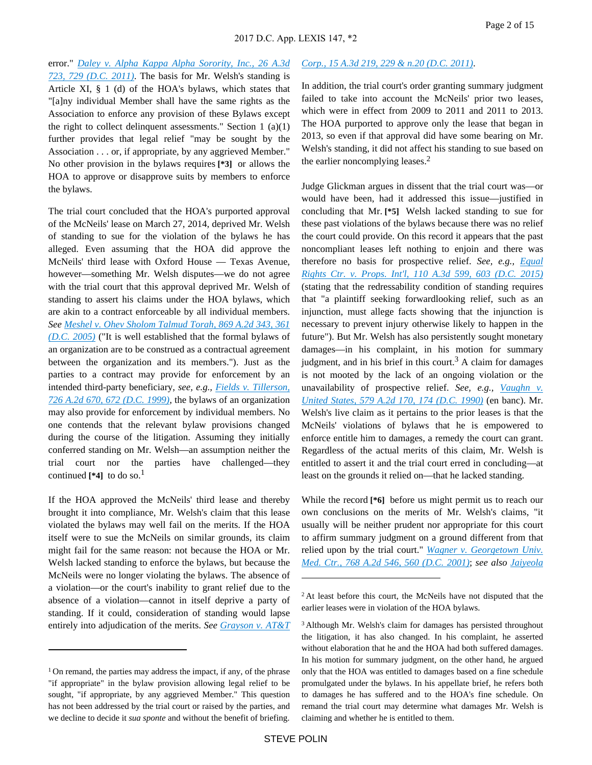error." *Daley v. Alpha Kappa Alpha Sorority, Inc., 26 A.3d 723, 729 (D.C. 2011)*. The basis for Mr. Welsh's standing is Article XI, § 1 (d) of the HOA's bylaws, which states that "[a]ny individual Member shall have the same rights as the Association to enforce any provision of these Bylaws except the right to collect delinquent assessments." Section 1 (a)(1) further provides that legal relief "may be sought by the Association . . . or, if appropriate, by any aggrieved Member." No other provision in the bylaws requires **[\*3]** or allows the HOA to approve or disapprove suits by members to enforce the bylaws.

The trial court concluded that the HOA's purported approval of the McNeils' lease on March 27, 2014, deprived Mr. Welsh of standing to sue for the violation of the bylaws he has alleged. Even assuming that the HOA did approve the McNeils' third lease with Oxford House — Texas Avenue, however—something Mr. Welsh disputes—we do not agree with the trial court that this approval deprived Mr. Welsh of standing to assert his claims under the HOA bylaws, which are akin to a contract enforceable by all individual members. *See Meshel v. Ohev Sholom Talmud Torah, 869 A.2d 343, 361 (D.C. 2005)* ("It is well established that the formal bylaws of an organization are to be construed as a contractual agreement between the organization and its members."). Just as the parties to a contract may provide for enforcement by an intended third-party beneficiary, *see, e.g., Fields v. Tillerson, 726 A.2d 670, 672 (D.C. 1999)*, the bylaws of an organization may also provide for enforcement by individual members. No one contends that the relevant bylaw provisions changed during the course of the litigation. Assuming they initially conferred standing on Mr. Welsh—an assumption neither the trial court nor the parties have challenged—they continued **[\*4]** to do so.[1]

If the HOA approved the McNeils' third lease and thereby brought it into compliance, Mr. Welsh's claim that this lease violated the bylaws may well fail on the merits. If the HOA itself were to sue the McNeils on similar grounds, its claim might fail for the same reason: not because the HOA or Mr. Welsh lacked standing to enforce the bylaws, but because the McNeils were no longer violating the bylaws. The absence of a violation—or the court's inability to grant relief due to the absence of a violation—cannot in itself deprive a party of standing. If it could, consideration of standing would lapse entirely into adjudication of the merits. *See Grayson v. AT&T Corp., 15 A.3d 219, 229 & n.20 (D.C. 2011)*.

In addition, the trial court's order granting summary judgment failed to take into account the McNeils' prior two leases, which were in effect from 2009 to 2011 and 2011 to 2013. The HOA purported to approve only the lease that began in 2013, so even if that approval did have some bearing on Mr. Welsh's standing, it did not affect his standing to sue based on the earlier noncomplying leases.[2]

Judge Glickman argues in dissent that the trial court was—or would have been, had it addressed this issue—justified in concluding that Mr. **[\*5]** Welsh lacked standing to sue for these past violations of the bylaws because there was no relief the court could provide. On this record it appears that the past noncompliant leases left nothing to enjoin and there was therefore no basis for prospective relief. *See, e.g., Equal Rights Ctr. v. Props. Int'l, 110 A.3d 599, 603 (D.C. 2015)* (stating that the redressability condition of standing requires that "a plaintiff seeking forwardlooking relief, such as an injunction, must allege facts showing that the injunction is necessary to prevent injury otherwise likely to happen in the future"). But Mr. Welsh has also persistently sought monetary damages—in his complaint, in his motion for summary judgment, and in his brief in this court.[3] A claim for damages is not mooted by the lack of an ongoing violation or the unavailability of prospective relief. *See, e.g., Vaughn v. United States, 579 A.2d 170, 174 (D.C. 1990)* (en banc). Mr. Welsh's live claim as it pertains to the prior leases is that the McNeils' violations of bylaws that he is empowered to enforce entitle him to damages, a remedy the court can grant. Regardless of the actual merits of this claim, Mr. Welsh is entitled to assert it and the trial court erred in concluding—at least on the grounds it relied on—that he lacked standing.

While the record **[\*6]** before us might permit us to reach our own conclusions on the merits of Mr. Welsh's claims, "it usually will be neither prudent nor appropriate for this court to affirm summary judgment on a ground different from that relied upon by the trial court." *Wagner v. Georgetown Univ. Med. Ctr., 768 A.2d 546, 560 (D.C. 2001)*; *see also Jaiyeola*

---

[1] On remand, the parties may address the impact, if any, of the phrase "if appropriate" in the bylaw provision allowing legal relief to be sought, "if appropriate, by any aggrieved Member." This question has not been addressed by the trial court or raised by the parties, and we decline to decide it *sua sponte* and without the benefit of briefing.

[2] At least before this court, the McNeils have not disputed that the earlier leases were in violation of the HOA bylaws.

[3] Although Mr. Welsh's claim for damages has persisted throughout the litigation, it has also changed. In his complaint, he asserted without elaboration that he and the HOA had both suffered damages. In his motion for summary judgment, on the other hand, he argued only that the HOA was entitled to damages based on a fine schedule promulgated under the bylaws. In his appellate brief, he refers both to damages he has suffered and to the HOA's fine schedule. On remand the trial court may determine what damages Mr. Welsh is claiming and whether he is entitled to them.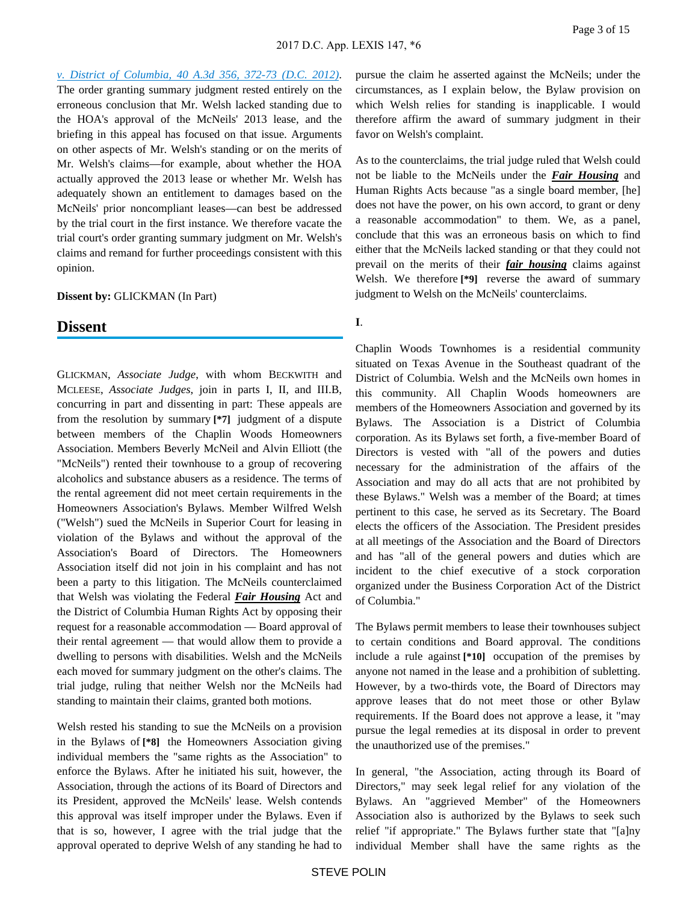*v. District of Columbia, 40 A.3d 356, 372-73 (D.C. 2012)*. The order granting summary judgment rested entirely on the erroneous conclusion that Mr. Welsh lacked standing due to the HOA's approval of the McNeils' 2013 lease, and the briefing in this appeal has focused on that issue. Arguments on other aspects of Mr. Welsh's standing or on the merits of Mr. Welsh's claims—for example, about whether the HOA actually approved the 2013 lease or whether Mr. Welsh has adequately shown an entitlement to damages based on the McNeils' prior noncompliant leases—can best be addressed by the trial court in the first instance. We therefore vacate the trial court's order granting summary judgment on Mr. Welsh's claims and remand for further proceedings consistent with this opinion.

**Dissent by:** GLICKMAN (In Part)

## Dissent

GLICKMAN, *Associate Judge*, with whom BECKWITH and MCLEESE, *Associate Judges*, join in parts I, II, and III.B, concurring in part and dissenting in part: These appeals are from the resolution by summary **[*7]** judgment of a dispute between members of the Chaplin Woods Homeowners Association. Members Beverly McNeil and Alvin Elliott (the "McNeils") rented their townhouse to a group of recovering alcoholics and substance abusers as a residence. The terms of the rental agreement did not meet certain requirements in the Homeowners Association's Bylaws. Member Wilfred Welsh ("Welsh") sued the McNeils in Superior Court for leasing in violation of the Bylaws and without the approval of the Association's Board of Directors. The Homeowners Association itself did not join in his complaint and has not been a party to this litigation. The McNeils counterclaimed that Welsh was violating the Federal ***Fair Housing*** Act and the District of Columbia Human Rights Act by opposing their request for a reasonable accommodation — Board approval of their rental agreement — that would allow them to provide a dwelling to persons with disabilities. Welsh and the McNeils each moved for summary judgment on the other's claims. The trial judge, ruling that neither Welsh nor the McNeils had standing to maintain their claims, granted both motions.

Welsh rested his standing to sue the McNeils on a provision in the Bylaws of **[*8]** the Homeowners Association giving individual members the "same rights as the Association" to enforce the Bylaws. After he initiated his suit, however, the Association, through the actions of its Board of Directors and its President, approved the McNeils' lease. Welsh contends this approval was itself improper under the Bylaws. Even if that is so, however, I agree with the trial judge that the approval operated to deprive Welsh of any standing he had to pursue the claim he asserted against the McNeils; under the circumstances, as I explain below, the Bylaw provision on which Welsh relies for standing is inapplicable. I would therefore affirm the award of summary judgment in their favor on Welsh's complaint.

As to the counterclaims, the trial judge ruled that Welsh could not be liable to the McNeils under the ***Fair Housing*** and Human Rights Acts because "as a single board member, [he] does not have the power, on his own accord, to grant or deny a reasonable accommodation" to them. We, as a panel, conclude that this was an erroneous basis on which to find either that the McNeils lacked standing or that they could not prevail on the merits of their ***fair housing*** claims against Welsh. We therefore **[*9]** reverse the award of summary judgment to Welsh on the McNeils' counterclaims.

**I**.

Chaplin Woods Townhomes is a residential community situated on Texas Avenue in the Southeast quadrant of the District of Columbia. Welsh and the McNeils own homes in this community. All Chaplin Woods homeowners are members of the Homeowners Association and governed by its Bylaws. The Association is a District of Columbia corporation. As its Bylaws set forth, a five-member Board of Directors is vested with "all of the powers and duties necessary for the administration of the affairs of the Association and may do all acts that are not prohibited by these Bylaws." Welsh was a member of the Board; at times pertinent to this case, he served as its Secretary. The Board elects the officers of the Association. The President presides at all meetings of the Association and the Board of Directors and has "all of the general powers and duties which are incident to the chief executive of a stock corporation organized under the Business Corporation Act of the District of Columbia."

The Bylaws permit members to lease their townhouses subject to certain conditions and Board approval. The conditions include a rule against **[*10]** occupation of the premises by anyone not named in the lease and a prohibition of subletting. However, by a two-thirds vote, the Board of Directors may approve leases that do not meet those or other Bylaw requirements. If the Board does not approve a lease, it "may pursue the legal remedies at its disposal in order to prevent the unauthorized use of the premises."

In general, "the Association, acting through its Board of Directors," may seek legal relief for any violation of the Bylaws. An "aggrieved Member" of the Homeowners Association also is authorized by the Bylaws to seek such relief "if appropriate." The Bylaws further state that "[a]ny individual Member shall have the same rights as the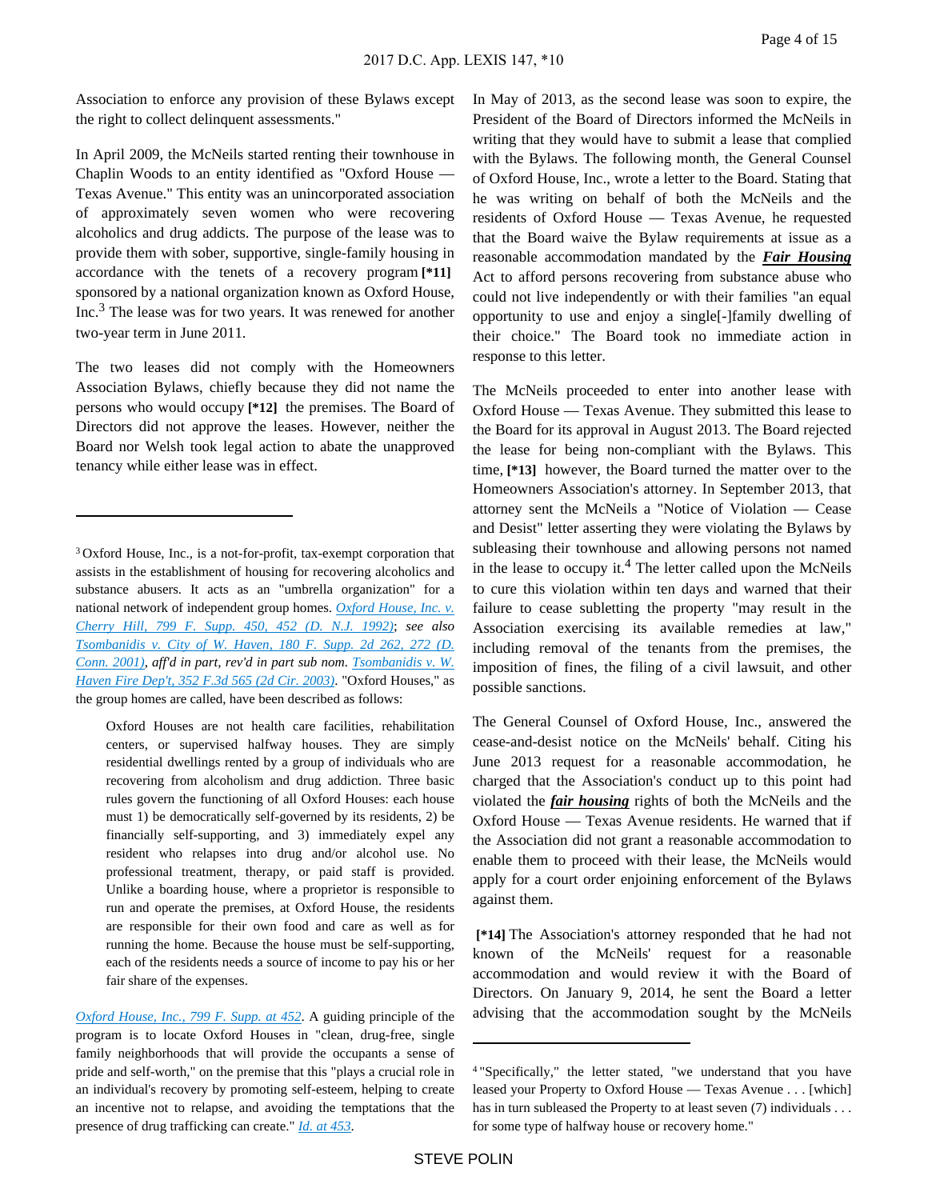Association to enforce any provision of these Bylaws except the right to collect delinquent assessments."

In April 2009, the McNeils started renting their townhouse in Chaplin Woods to an entity identified as "Oxford House — Texas Avenue." This entity was an unincorporated association of approximately seven women who were recovering alcoholics and drug addicts. The purpose of the lease was to provide them with sober, supportive, single-family housing in accordance with the tenets of a recovery program **[*11]** sponsored by a national organization known as Oxford House, Inc.[3] The lease was for two years. It was renewed for another two-year term in June 2011.

The two leases did not comply with the Homeowners Association Bylaws, chiefly because they did not name the persons who would occupy **[*12]** the premises. The Board of Directors did not approve the leases. However, neither the Board nor Welsh took legal action to abate the unapproved tenancy while either lease was in effect.

In May of 2013, as the second lease was soon to expire, the President of the Board of Directors informed the McNeils in writing that they would have to submit a lease that complied with the Bylaws. The following month, the General Counsel of Oxford House, Inc., wrote a letter to the Board. Stating that he was writing on behalf of both the McNeils and the residents of Oxford House — Texas Avenue, he requested that the Board waive the Bylaw requirements at issue as a reasonable accommodation mandated by the ***Fair Housing*** Act to afford persons recovering from substance abuse who could not live independently or with their families "an equal opportunity to use and enjoy a single[-]family dwelling of their choice." The Board took no immediate action in response to this letter.

The McNeils proceeded to enter into another lease with Oxford House — Texas Avenue. They submitted this lease to the Board for its approval in August 2013. The Board rejected the lease for being non-compliant with the Bylaws. This time, **[*13]** however, the Board turned the matter over to the Homeowners Association's attorney. In September 2013, that attorney sent the McNeils a "Notice of Violation — Cease and Desist" letter asserting they were violating the Bylaws by subleasing their townhouse and allowing persons not named in the lease to occupy it.[4] The letter called upon the McNeils to cure this violation within ten days and warned that their failure to cease subletting the property "may result in the Association exercising its available remedies at law," including removal of the tenants from the premises, the imposition of fines, the filing of a civil lawsuit, and other possible sanctions.

The General Counsel of Oxford House, Inc., answered the cease-and-desist notice on the McNeils' behalf. Citing his June 2013 request for a reasonable accommodation, he charged that the Association's conduct up to this point had violated the ***fair housing*** rights of both the McNeils and the Oxford House — Texas Avenue residents. He warned that if the Association did not grant a reasonable accommodation to enable them to proceed with their lease, the McNeils would apply for a court order enjoining enforcement of the Bylaws against them.

**[*14]** The Association's attorney responded that he had not known of the McNeils' request for a reasonable accommodation and would review it with the Board of Directors. On January 9, 2014, he sent the Board a letter advising that the accommodation sought by the McNeils

---

[3] Oxford House, Inc., is a not-for-profit, tax-exempt corporation that assists in the establishment of housing for recovering alcoholics and substance abusers. It acts as an "umbrella organization" for a national network of independent group homes. *Oxford House, Inc. v. Cherry Hill, 799 F. Supp. 450, 452 (D. N.J. 1992)*; *see also Tsombanidis v. City of W. Haven, 180 F. Supp. 2d 262, 272 (D. Conn. 2001)*, *aff'd in part, rev'd in part sub nom. Tsombanidis v. W. Haven Fire Dep't, 352 F.3d 565 (2d Cir. 2003)*. "Oxford Houses," as the group homes are called, have been described as follows:

> Oxford Houses are not health care facilities, rehabilitation centers, or supervised halfway houses. They are simply residential dwellings rented by a group of individuals who are recovering from alcoholism and drug addiction. Three basic rules govern the functioning of all Oxford Houses: each house must 1) be democratically self-governed by its residents, 2) be financially self-supporting, and 3) immediately expel any resident who relapses into drug and/or alcohol use. No professional treatment, therapy, or paid staff is provided. Unlike a boarding house, where a proprietor is responsible to run and operate the premises, at Oxford House, the residents are responsible for their own food and care as well as for running the home. Because the house must be self-supporting, each of the residents needs a source of income to pay his or her fair share of the expenses.

*Oxford House, Inc., 799 F. Supp. at 452*. A guiding principle of the program is to locate Oxford Houses in "clean, drug-free, single family neighborhoods that will provide the occupants a sense of pride and self-worth," on the premise that this "plays a crucial role in an individual's recovery by promoting self-esteem, helping to create an incentive not to relapse, and avoiding the temptations that the presence of drug trafficking can create." *Id. at 453*.

[4] "Specifically," the letter stated, "we understand that you have leased your Property to Oxford House — Texas Avenue . . . [which] has in turn subleased the Property to at least seven (7) individuals . . . for some type of halfway house or recovery home."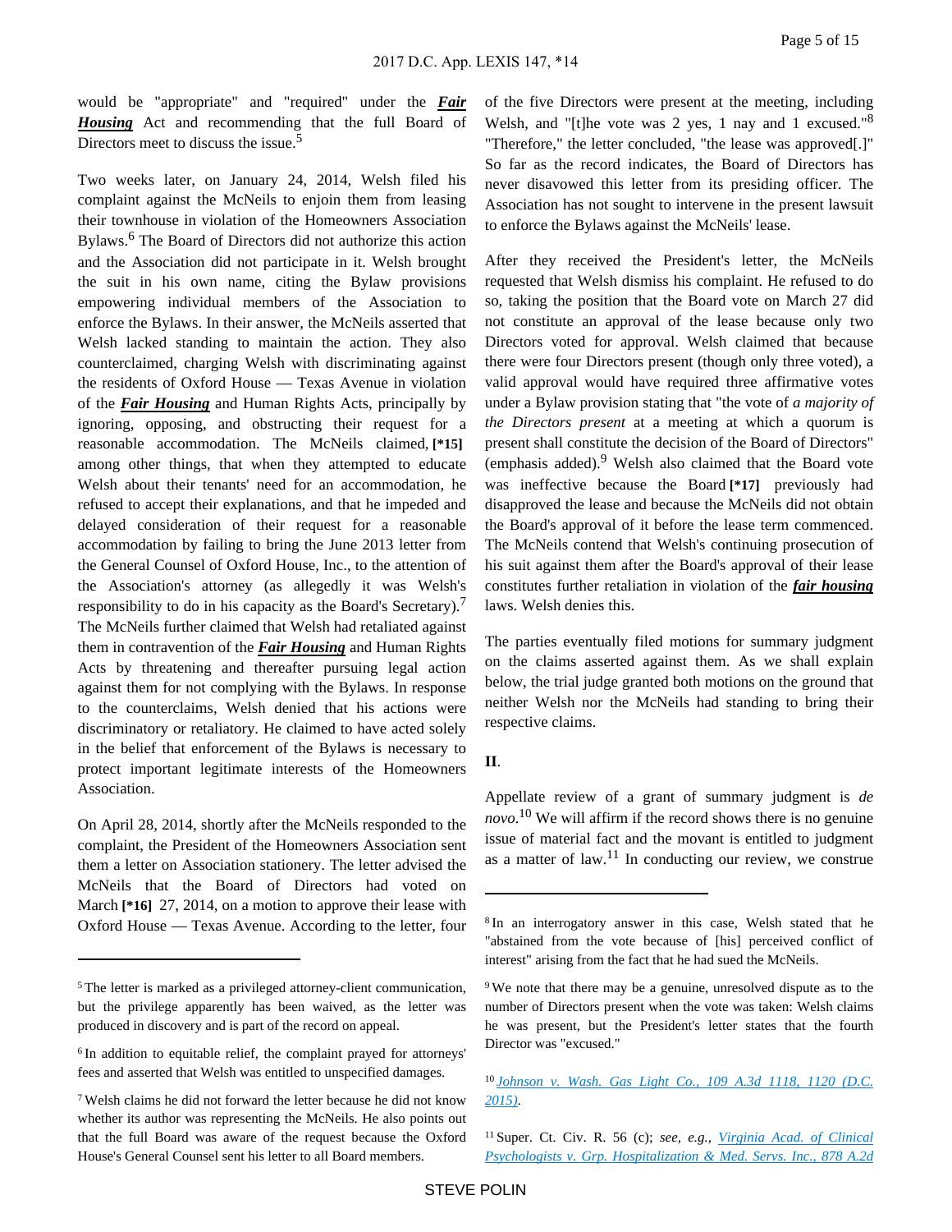would be "appropriate" and "required" under the ***Fair Housing*** Act and recommending that the full Board of Directors meet to discuss the issue.[5]

Two weeks later, on January 24, 2014, Welsh filed his complaint against the McNeils to enjoin them from leasing their townhouse in violation of the Homeowners Association Bylaws.[6] The Board of Directors did not authorize this action and the Association did not participate in it. Welsh brought the suit in his own name, citing the Bylaw provisions empowering individual members of the Association to enforce the Bylaws. In their answer, the McNeils asserted that Welsh lacked standing to maintain the action. They also counterclaimed, charging Welsh with discriminating against the residents of Oxford House — Texas Avenue in violation of the ***Fair Housing*** and Human Rights Acts, principally by ignoring, opposing, and obstructing their request for a reasonable accommodation. The McNeils claimed, **[*15]** among other things, that when they attempted to educate Welsh about their tenants' need for an accommodation, he refused to accept their explanations, and that he impeded and delayed consideration of their request for a reasonable accommodation by failing to bring the June 2013 letter from the General Counsel of Oxford House, Inc., to the attention of the Association's attorney (as allegedly it was Welsh's responsibility to do in his capacity as the Board's Secretary).[7] The McNeils further claimed that Welsh had retaliated against them in contravention of the ***Fair Housing*** and Human Rights Acts by threatening and thereafter pursuing legal action against them for not complying with the Bylaws. In response to the counterclaims, Welsh denied that his actions were discriminatory or retaliatory. He claimed to have acted solely in the belief that enforcement of the Bylaws is necessary to protect important legitimate interests of the Homeowners Association.

On April 28, 2014, shortly after the McNeils responded to the complaint, the President of the Homeowners Association sent them a letter on Association stationery. The letter advised the McNeils that the Board of Directors had voted on March **[*16]** 27, 2014, on a motion to approve their lease with Oxford House — Texas Avenue. According to the letter, four of the five Directors were present at the meeting, including Welsh, and "[t]he vote was 2 yes, 1 nay and 1 excused."[8] "Therefore," the letter concluded, "the lease was approved[.]" So far as the record indicates, the Board of Directors has never disavowed this letter from its presiding officer. The Association has not sought to intervene in the present lawsuit to enforce the Bylaws against the McNeils' lease.

After they received the President's letter, the McNeils requested that Welsh dismiss his complaint. He refused to do so, taking the position that the Board vote on March 27 did not constitute an approval of the lease because only two Directors voted for approval. Welsh claimed that because there were four Directors present (though only three voted), a valid approval would have required three affirmative votes under a Bylaw provision stating that "the vote of *a majority of the Directors present* at a meeting at which a quorum is present shall constitute the decision of the Board of Directors" (emphasis added).[9] Welsh also claimed that the Board vote was ineffective because the Board **[*17]** previously had disapproved the lease and because the McNeils did not obtain the Board's approval of it before the lease term commenced. The McNeils contend that Welsh's continuing prosecution of his suit against them after the Board's approval of their lease constitutes further retaliation in violation of the ***fair housing*** laws. Welsh denies this.

The parties eventually filed motions for summary judgment on the claims asserted against them. As we shall explain below, the trial judge granted both motions on the ground that neither Welsh nor the McNeils had standing to bring their respective claims.

## II.

Appellate review of a grant of summary judgment is *de novo*.[10] We will affirm if the record shows there is no genuine issue of material fact and the movant is entitled to judgment as a matter of law.[11] In conducting our review, we construe

---

[5] The letter is marked as a privileged attorney-client communication, but the privilege apparently has been waived, as the letter was produced in discovery and is part of the record on appeal.

[6] In addition to equitable relief, the complaint prayed for attorneys' fees and asserted that Welsh was entitled to unspecified damages.

[7] Welsh claims he did not forward the letter because he did not know whether its author was representing the McNeils. He also points out that the full Board was aware of the request because the Oxford House's General Counsel sent his letter to all Board members.

[8] In an interrogatory answer in this case, Welsh stated that he "abstained from the vote because of [his] perceived conflict of interest" arising from the fact that he had sued the McNeils.

[9] We note that there may be a genuine, unresolved dispute as to the number of Directors present when the vote was taken: Welsh claims he was present, but the President's letter states that the fourth Director was "excused."

[10] *Johnson v. Wash. Gas Light Co., 109 A.3d 1118, 1120 (D.C. 2015)*.

[11] Super. Ct. Civ. R. 56 (c); *see, e.g.,* *Virginia Acad. of Clinical Psychologists v. Grp. Hospitalization & Med. Servs. Inc., 878 A.2d*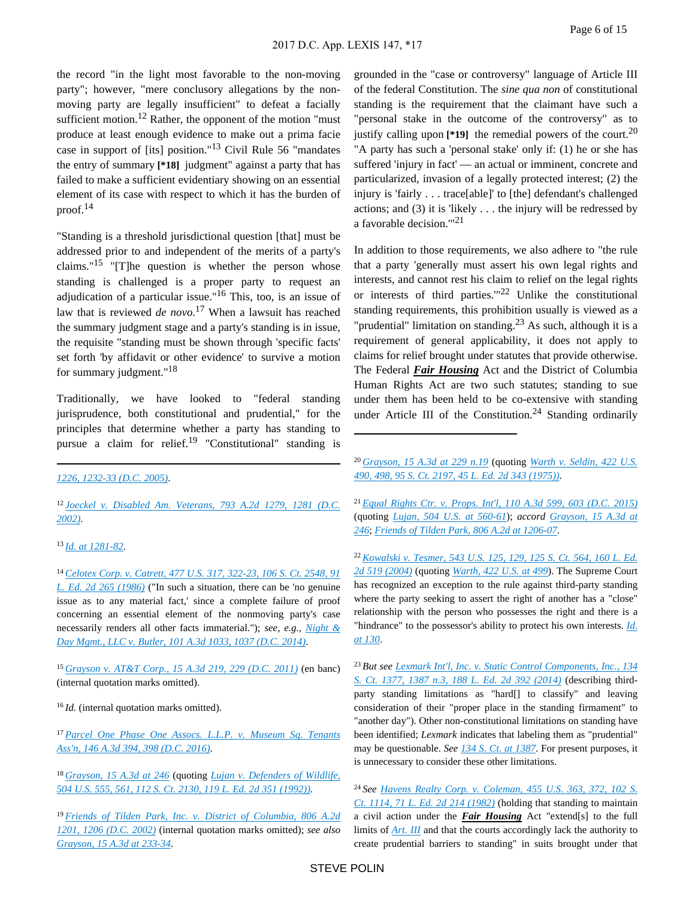the record "in the light most favorable to the non-moving party"; however, "mere conclusory allegations by the non-moving party are legally insufficient" to defeat a facially sufficient motion.[12] Rather, the opponent of the motion "must produce at least enough evidence to make out a prima facie case in support of [its] position."[13] Civil Rule 56 "mandates the entry of summary **[*18]** judgment" against a party that has failed to make a sufficient evidentiary showing on an essential element of its case with respect to which it has the burden of proof.[14]

"Standing is a threshold jurisdictional question [that] must be addressed prior to and independent of the merits of a party's claims."[15] "[T]he question is whether the person whose standing is challenged is a proper party to request an adjudication of a particular issue."[16] This, too, is an issue of law that is reviewed *de novo*.[17] When a lawsuit has reached the summary judgment stage and a party's standing is in issue, the requisite "standing must be shown through 'specific facts' set forth 'by affidavit or other evidence' to survive a motion for summary judgment."[18]

Traditionally, we have looked to "federal standing jurisprudence, both constitutional and prudential," for the principles that determine whether a party has standing to pursue a claim for relief.[19] "Constitutional" standing is grounded in the "case or controversy" language of Article III of the federal Constitution. The *sine qua non* of constitutional standing is the requirement that the claimant have such a "personal stake in the outcome of the controversy" as to justify calling upon **[*19]** the remedial powers of the court.[20] "A party has such a 'personal stake' only if: (1) he or she has suffered 'injury in fact' — an actual or imminent, concrete and particularized, invasion of a legally protected interest; (2) the injury is 'fairly . . . trace[able]' to [the] defendant's challenged actions; and (3) it is 'likely . . . the injury will be redressed by a favorable decision.'"[21]

In addition to those requirements, we also adhere to "the rule that a party 'generally must assert his own legal rights and interests, and cannot rest his claim to relief on the legal rights or interests of third parties.'"[22] Unlike the constitutional standing requirements, this prohibition usually is viewed as a "prudential" limitation on standing.[23] As such, although it is a requirement of general applicability, it does not apply to claims for relief brought under statutes that provide otherwise. The Federal ***Fair Housing*** Act and the District of Columbia Human Rights Act are two such statutes; standing to sue under them has been held to be co-extensive with standing under Article III of the Constitution.[24] Standing ordinarily

---

1226, 1232-33 (D.C. 2005).

[12] Joeckel v. Disabled Am. Veterans, 793 A.2d 1279, 1281 (D.C. 2002).

[13] *Id.* at 1281-82.

[14] Celotex Corp. v. Catrett, 477 U.S. 317, 322-23, 106 S. Ct. 2548, 91 L. Ed. 2d 265 (1986) ("In such a situation, there can be 'no genuine issue as to any material fact,' since a complete failure of proof concerning an essential element of the nonmoving party's case necessarily renders all other facts immaterial."); *see, e.g.*, Night & Day Mgmt., LLC v. Butler, 101 A.3d 1033, 1037 (D.C. 2014).

[15] Grayson v. AT&T Corp., 15 A.3d 219, 229 (D.C. 2011) (en banc) (internal quotation marks omitted).

[16] *Id.* (internal quotation marks omitted).

[17] Parcel One Phase One Assocs. L.L.P. v. Museum Sq. Tenants Ass'n, 146 A.3d 394, 398 (D.C. 2016).

[18] Grayson, 15 A.3d at 246 (quoting Lujan v. Defenders of Wildlife, 504 U.S. 555, 561, 112 S. Ct. 2130, 119 L. Ed. 2d 351 (1992)).

[19] Friends of Tilden Park, Inc. v. District of Columbia, 806 A.2d 1201, 1206 (D.C. 2002) (internal quotation marks omitted); *see also* Grayson, 15 A.3d at 233-34.

[20] Grayson, 15 A.3d at 229 n.19 (quoting Warth v. Seldin, 422 U.S. 490, 498, 95 S. Ct. 2197, 45 L. Ed. 2d 343 (1975)).

[21] Equal Rights Ctr. v. Props. Int'l, 110 A.3d 599, 603 (D.C. 2015) (quoting Lujan, 504 U.S. at 560-61); *accord* Grayson, 15 A.3d at 246; Friends of Tilden Park, 806 A.2d at 1206-07.

[22] Kowalski v. Tesmer, 543 U.S. 125, 129, 125 S. Ct. 564, 160 L. Ed. 2d 519 (2004) (quoting Warth, 422 U.S. at 499). The Supreme Court has recognized an exception to the rule against third-party standing where the party seeking to assert the right of another has a "close" relationship with the person who possesses the right and there is a "hindrance" to the possessor's ability to protect his own interests. *Id.* at 130.

[23] *But see* Lexmark Int'l, Inc. v. Static Control Components, Inc., 134 S. Ct. 1377, 1387 n.3, 188 L. Ed. 2d 392 (2014) (describing third-party standing limitations as "hard[] to classify" and leaving consideration of their "proper place in the standing firmament" to "another day"). Other non-constitutional limitations on standing have been identified; *Lexmark* indicates that labeling them as "prudential" may be questionable. *See* 134 S. Ct. at 1387. For present purposes, it is unnecessary to consider these other limitations.

[24] *See* Havens Realty Corp. v. Coleman, 455 U.S. 363, 372, 102 S. Ct. 1114, 71 L. Ed. 2d 214 (1982) (holding that standing to maintain a civil action under the ***Fair Housing*** Act "extend[s] to the full limits of Art. III and that the courts accordingly lack the authority to create prudential barriers to standing" in suits brought under that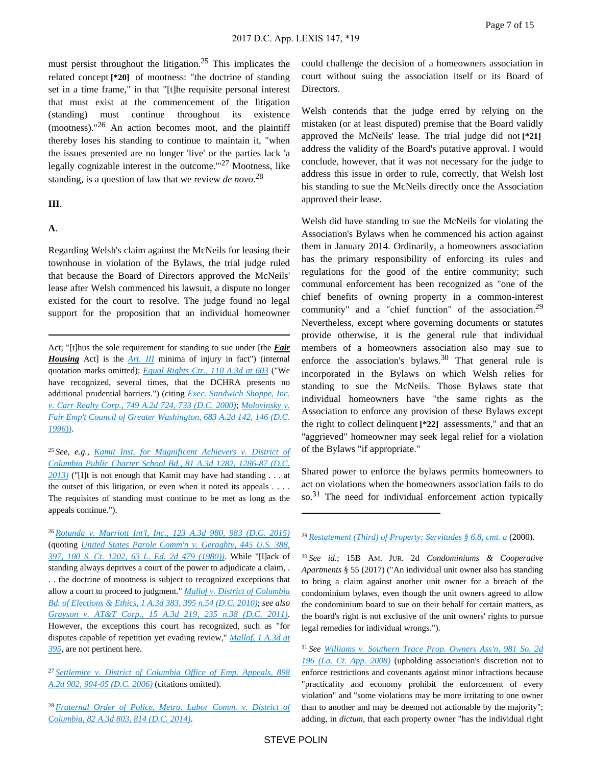must persist throughout the litigation.[25] This implicates the related concept **[*20]** of mootness: "the doctrine of standing set in a time frame," in that "[t]he requisite personal interest that must exist at the commencement of the litigation (standing) must continue throughout its existence (mootness)."[26] An action becomes moot, and the plaintiff thereby loses his standing to continue to maintain it, "when the issues presented are no longer 'live' or the parties lack 'a legally cognizable interest in the outcome.'"[27] Mootness, like standing, is a question of law that we review *de novo*.[28]

**III**.

**A**.

Regarding Welsh's claim against the McNeils for leasing their townhouse in violation of the Bylaws, the trial judge ruled that because the Board of Directors approved the McNeils' lease after Welsh commenced his lawsuit, a dispute no longer existed for the court to resolve. The judge found no legal support for the proposition that an individual homeowner could challenge the decision of a homeowners association in court without suing the association itself or its Board of Directors.

Welsh contends that the judge erred by relying on the mistaken (or at least disputed) premise that the Board validly approved the McNeils' lease. The trial judge did not **[*21]** address the validity of the Board's putative approval. I would conclude, however, that it was not necessary for the judge to address this issue in order to rule, correctly, that Welsh lost his standing to sue the McNeils directly once the Association approved their lease.

Welsh did have standing to sue the McNeils for violating the Association's Bylaws when he commenced his action against them in January 2014. Ordinarily, a homeowners association has the primary responsibility of enforcing its rules and regulations for the good of the entire community; such communal enforcement has been recognized as "one of the chief benefits of owning property in a common-interest community" and a "chief function" of the association.[29] Nevertheless, except where governing documents or statutes provide otherwise, it is the general rule that individual members of a homeowners association also may sue to enforce the association's bylaws.[30] That general rule is incorporated in the Bylaws on which Welsh relies for standing to sue the McNeils. Those Bylaws state that individual homeowners have "the same rights as the Association to enforce any provision of these Bylaws except the right to collect delinquent **[*22]** assessments," and that an "aggrieved" homeowner may seek legal relief for a violation of the Bylaws "if appropriate."

Shared power to enforce the bylaws permits homeowners to act on violations when the homeowners association fails to do so.[31] The need for individual enforcement action typically

---

Act; "[t]hus the sole requirement for standing to sue under [the ***Fair Housing*** Act] is the *Art. III* minima of injury in fact") (internal quotation marks omitted); *Equal Rights Ctr., 110 A.3d at 603* ("We have recognized, several times, that the DCHRA presents no additional prudential barriers.") (citing *Exec. Sandwich Shoppe, Inc. v. Carr Realty Corp., 749 A.2d 724, 733 (D.C. 2000)*; *Molovinsky v. Fair Emp't Council of Greater Washington, 683 A.2d 142, 146 (D.C. 1996))*.

[25] *See, e.g., Kamit Inst. for Magnificent Achievers v. District of Columbia Public Charter School Bd., 81 A.3d 1282, 1286-87 (D.C. 2013)* ("[I]t is not enough that Kamit may have had standing . . . at the outset of this litigation, or even when it noted its appeals . . . . The requisites of standing must continue to be met as long as the appeals continue.").

[26] *Rotunda v. Marriott Int'l, Inc., 123 A.3d 980, 983 (D.C. 2015)* (quoting *United States Parole Comm'n v. Geraghty, 445 U.S. 388, 397, 100 S. Ct. 1202, 63 L. Ed. 2d 479 (1980))*. While "[l]ack of standing always deprives a court of the power to adjudicate a claim, . . . the doctrine of mootness is subject to recognized exceptions that allow a court to proceed to judgment." *Mallof v. District of Columbia Bd. of Elections & Ethics, 1 A.3d 383, 395 n.54 (D.C. 2010)*; *see also Grayson v. AT&T Corp., 15 A.3d 219, 235 n.38 (D.C. 2011)*. However, the exceptions this court has recognized, such as "for disputes capable of repetition yet evading review," *Mallof, 1 A.3d at 395*, are not pertinent here.

[27] *Settlemire v. District of Columbia Office of Emp. Appeals, 898 A.2d 902, 904-05 (D.C. 2006)* (citations omitted).

[28] *Fraternal Order of Police, Metro. Labor Comm. v. District of Columbia, 82 A.3d 803, 814 (D.C. 2014)*.

[29] *Restatement (Third) of Property: Servitudes § 6.8, cmt. a* (2000).

[30] *See id.*; 15B AM. JUR. 2d *Condominiums & Cooperative Apartments* § 55 (2017) ("An individual unit owner also has standing to bring a claim against another unit owner for a breach of the condominium bylaws, even though the unit owners agreed to allow the condominium board to sue on their behalf for certain matters, as the board's right is not exclusive of the unit owners' rights to pursue legal remedies for individual wrongs.").

[31] *See Williams v. Southern Trace Prop. Owners Ass'n, 981 So. 2d 196 (La. Ct. App. 2008)* (upholding association's discretion not to enforce restrictions and covenants against minor infractions because "practicality and economy prohibit the enforcement of every violation" and "some violations may be more irritating to one owner than to another and may be deemed not actionable by the majority"; adding, in *dictum*, that each property owner "has the individual right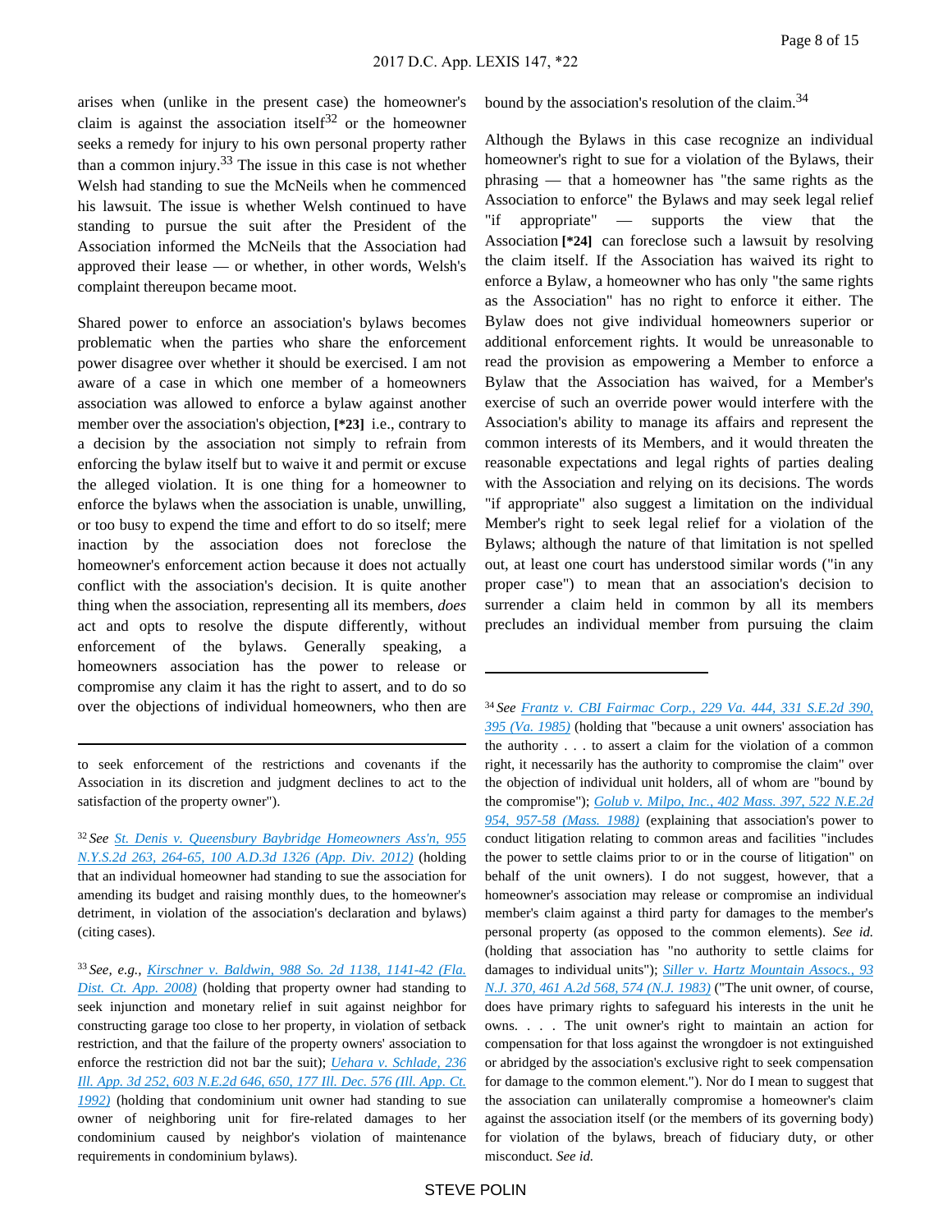arises when (unlike in the present case) the homeowner's claim is against the association itself[32] or the homeowner seeks a remedy for injury to his own personal property rather than a common injury.[33] The issue in this case is not whether Welsh had standing to sue the McNeils when he commenced his lawsuit. The issue is whether Welsh continued to have standing to pursue the suit after the President of the Association informed the McNeils that the Association had approved their lease — or whether, in other words, Welsh's complaint thereupon became moot.

Shared power to enforce an association's bylaws becomes problematic when the parties who share the enforcement power disagree over whether it should be exercised. I am not aware of a case in which one member of a homeowners association was allowed to enforce a bylaw against another member over the association's objection, **[*23]** i.e., contrary to a decision by the association not simply to refrain from enforcing the bylaw itself but to waive it and permit or excuse the alleged violation. It is one thing for a homeowner to enforce the bylaws when the association is unable, unwilling, or too busy to expend the time and effort to do so itself; mere inaction by the association does not foreclose the homeowner's enforcement action because it does not actually conflict with the association's decision. It is quite another thing when the association, representing all its members, *does* act and opts to resolve the dispute differently, without enforcement of the bylaws. Generally speaking, a homeowners association has the power to release or compromise any claim it has the right to assert, and to do so over the objections of individual homeowners, who then are bound by the association's resolution of the claim.[34]

Although the Bylaws in this case recognize an individual homeowner's right to sue for a violation of the Bylaws, their phrasing — that a homeowner has "the same rights as the Association to enforce" the Bylaws and may seek legal relief "if appropriate" — supports the view that the Association **[*24]** can foreclose such a lawsuit by resolving the claim itself. If the Association has waived its right to enforce a Bylaw, a homeowner who has only "the same rights as the Association" has no right to enforce it either. The Bylaw does not give individual homeowners superior or additional enforcement rights. It would be unreasonable to read the provision as empowering a Member to enforce a Bylaw that the Association has waived, for a Member's exercise of such an override power would interfere with the Association's ability to manage its affairs and represent the common interests of its Members, and it would threaten the reasonable expectations and legal rights of parties dealing with the Association and relying on its decisions. The words "if appropriate" also suggest a limitation on the individual Member's right to seek legal relief for a violation of the Bylaws; although the nature of that limitation is not spelled out, at least one court has understood similar words ("in any proper case") to mean that an association's decision to surrender a claim held in common by all its members precludes an individual member from pursuing the claim

---

to seek enforcement of the restrictions and covenants if the Association in its discretion and judgment declines to act to the satisfaction of the property owner").

[32] *See* St. Denis v. Queensbury Baybridge Homeowners Ass'n, 955 N.Y.S.2d 263, 264-65, 100 A.D.3d 1326 (App. Div. 2012) (holding that an individual homeowner had standing to sue the association for amending its budget and raising monthly dues, to the homeowner's detriment, in violation of the association's declaration and bylaws) (citing cases).

[33] *See, e.g.,* Kirschner v. Baldwin, 988 So. 2d 1138, 1141-42 (Fla. Dist. Ct. App. 2008) (holding that property owner had standing to seek injunction and monetary relief in suit against neighbor for constructing garage too close to her property, in violation of setback restriction, and that the failure of the property owners' association to enforce the restriction did not bar the suit); Uehara v. Schlade, 236 Ill. App. 3d 252, 603 N.E.2d 646, 650, 177 Ill. Dec. 576 (Ill. App. Ct. 1992) (holding that condominium unit owner had standing to sue owner of neighboring unit for fire-related damages to her condominium caused by neighbor's violation of maintenance requirements in condominium bylaws).

[34] *See* Frantz v. CBI Fairmac Corp., 229 Va. 444, 331 S.E.2d 390, 395 (Va. 1985) (holding that "because a unit owners' association has the authority . . . to assert a claim for the violation of a common right, it necessarily has the authority to compromise the claim" over the objection of individual unit holders, all of whom are "bound by the compromise"); Golub v. Milpo, Inc., 402 Mass. 397, 522 N.E.2d 954, 957-58 (Mass. 1988) (explaining that association's power to conduct litigation relating to common areas and facilities "includes the power to settle claims prior to or in the course of litigation" on behalf of the unit owners). I do not suggest, however, that a homeowner's association may release or compromise an individual member's claim against a third party for damages to the member's personal property (as opposed to the common elements). *See id.* (holding that association has "no authority to settle claims for damages to individual units"); Siller v. Hartz Mountain Assocs., 93 N.J. 370, 461 A.2d 568, 574 (N.J. 1983) ("The unit owner, of course, does have primary rights to safeguard his interests in the unit he owns. . . . The unit owner's right to maintain an action for compensation for that loss against the wrongdoer is not extinguished or abridged by the association's exclusive right to seek compensation for damage to the common element."). Nor do I mean to suggest that the association can unilaterally compromise a homeowner's claim against the association itself (or the members of its governing body) for violation of the bylaws, breach of fiduciary duty, or other misconduct. *See id.*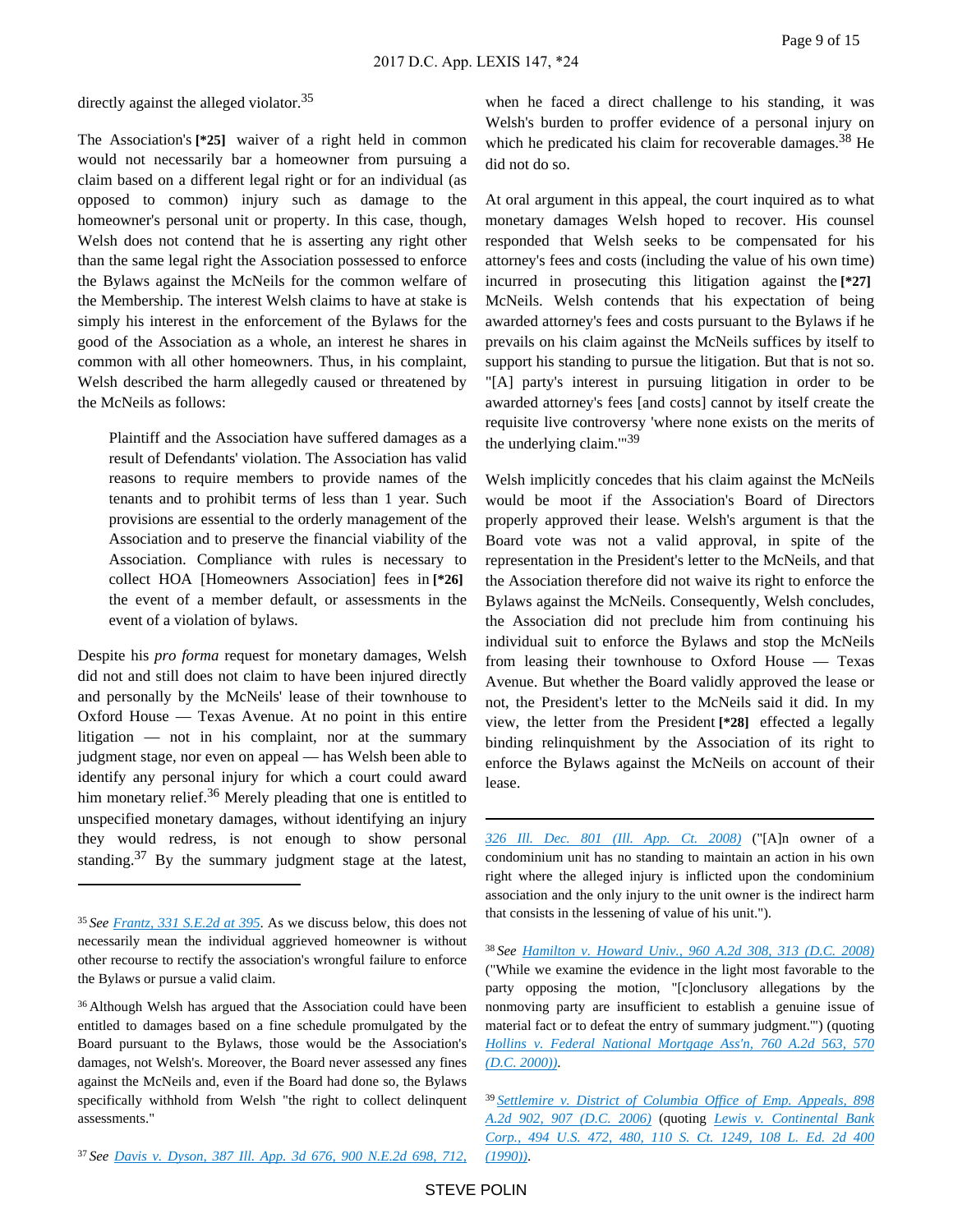directly against the alleged violator.[35]

The Association's **[*25]** waiver of a right held in common would not necessarily bar a homeowner from pursuing a claim based on a different legal right or for an individual (as opposed to common) injury such as damage to the homeowner's personal unit or property. In this case, though, Welsh does not contend that he is asserting any right other than the same legal right the Association possessed to enforce the Bylaws against the McNeils for the common welfare of the Membership. The interest Welsh claims to have at stake is simply his interest in the enforcement of the Bylaws for the good of the Association as a whole, an interest he shares in common with all other homeowners. Thus, in his complaint, Welsh described the harm allegedly caused or threatened by the McNeils as follows:

> Plaintiff and the Association have suffered damages as a result of Defendants' violation. The Association has valid reasons to require members to provide names of the tenants and to prohibit terms of less than 1 year. Such provisions are essential to the orderly management of the Association and to preserve the financial viability of the Association. Compliance with rules is necessary to collect HOA [Homeowners Association] fees in **[*26]** the event of a member default, or assessments in the event of a violation of bylaws.

Despite his *pro forma* request for monetary damages, Welsh did not and still does not claim to have been injured directly and personally by the McNeils' lease of their townhouse to Oxford House — Texas Avenue. At no point in this entire litigation — not in his complaint, nor at the summary judgment stage, nor even on appeal — has Welsh been able to identify any personal injury for which a court could award him monetary relief.[36] Merely pleading that one is entitled to unspecified monetary damages, without identifying an injury they would redress, is not enough to show personal standing.[37] By the summary judgment stage at the latest, when he faced a direct challenge to his standing, it was Welsh's burden to proffer evidence of a personal injury on which he predicated his claim for recoverable damages.[38] He did not do so.

At oral argument in this appeal, the court inquired as to what monetary damages Welsh hoped to recover. His counsel responded that Welsh seeks to be compensated for his attorney's fees and costs (including the value of his own time) incurred in prosecuting this litigation against the **[*27]** McNeils. Welsh contends that his expectation of being awarded attorney's fees and costs pursuant to the Bylaws if he prevails on his claim against the McNeils suffices by itself to support his standing to pursue the litigation. But that is not so. "[A] party's interest in pursuing litigation in order to be awarded attorney's fees [and costs] cannot by itself create the requisite live controversy 'where none exists on the merits of the underlying claim.'"[39]

Welsh implicitly concedes that his claim against the McNeils would be moot if the Association's Board of Directors properly approved their lease. Welsh's argument is that the Board vote was not a valid approval, in spite of the representation in the President's letter to the McNeils, and that the Association therefore did not waive its right to enforce the Bylaws against the McNeils. Consequently, Welsh concludes, the Association did not preclude him from continuing his individual suit to enforce the Bylaws and stop the McNeils from leasing their townhouse to Oxford House — Texas Avenue. But whether the Board validly approved the lease or not, the President's letter to the McNeils said it did. In my view, the letter from the President **[*28]** effected a legally binding relinquishment by the Association of its right to enforce the Bylaws against the McNeils on account of their lease.

---

[35] *See* Frantz, 331 S.E.2d at 395. As we discuss below, this does not necessarily mean the individual aggrieved homeowner is without other recourse to rectify the association's wrongful failure to enforce the Bylaws or pursue a valid claim.

[36] Although Welsh has argued that the Association could have been entitled to damages based on a fine schedule promulgated by the Board pursuant to the Bylaws, those would be the Association's damages, not Welsh's. Moreover, the Board never assessed any fines against the McNeils and, even if the Board had done so, the Bylaws specifically withhold from Welsh "the right to collect delinquent assessments."

[37] *See* Davis v. Dyson, 387 Ill. App. 3d 676, 900 N.E.2d 698, 712, 326 Ill. Dec. 801 (Ill. App. Ct. 2008) ("[A]n owner of a condominium unit has no standing to maintain an action in his own right where the alleged injury is inflicted upon the condominium association and the only injury to the unit owner is the indirect harm that consists in the lessening of value of his unit.").

[38] *See* Hamilton v. Howard Univ., 960 A.2d 308, 313 (D.C. 2008) ("While we examine the evidence in the light most favorable to the party opposing the motion, "[c]onclusory allegations by the nonmoving party are insufficient to establish a genuine issue of material fact or to defeat the entry of summary judgment."") (quoting Hollins v. Federal National Mortgage Ass'n, 760 A.2d 563, 570 (D.C. 2000)).

[39] Settlemire v. District of Columbia Office of Emp. Appeals, 898 A.2d 902, 907 (D.C. 2006) (quoting Lewis v. Continental Bank Corp., 494 U.S. 472, 480, 110 S. Ct. 1249, 108 L. Ed. 2d 400 (1990)).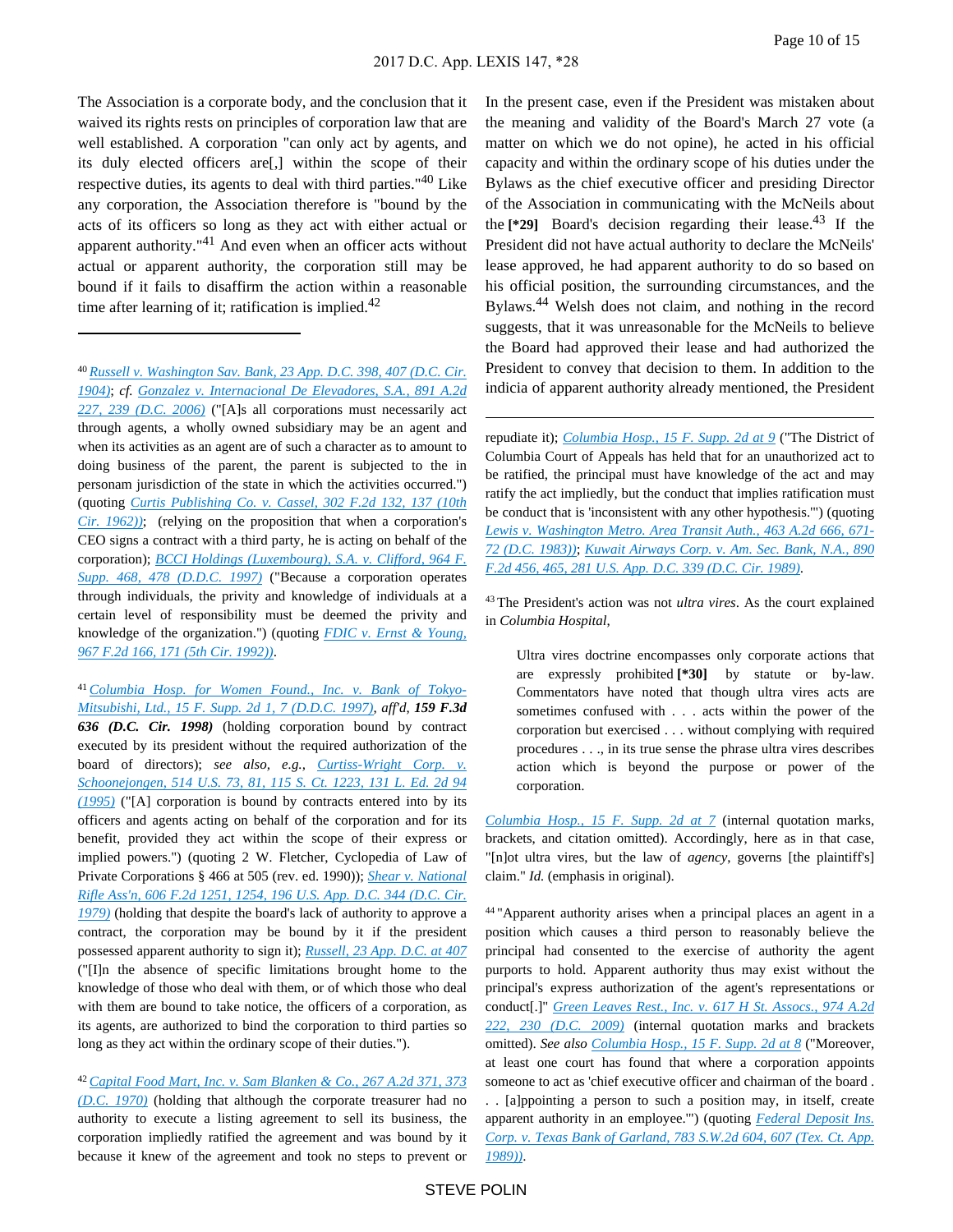The Association is a corporate body, and the conclusion that it waived its rights rests on principles of corporation law that are well established. A corporation "can only act by agents, and its duly elected officers are[,] within the scope of their respective duties, its agents to deal with third parties."[40] Like any corporation, the Association therefore is "bound by the acts of its officers so long as they act with either actual or apparent authority."[41] And even when an officer acts without actual or apparent authority, the corporation still may be bound if it fails to disaffirm the action within a reasonable time after learning of it; ratification is implied.[42]

In the present case, even if the President was mistaken about the meaning and validity of the Board's March 27 vote (a matter on which we do not opine), he acted in his official capacity and within the ordinary scope of his duties under the Bylaws as the chief executive officer and presiding Director of the Association in communicating with the McNeils about the **[*29]** Board's decision regarding their lease.[43] If the President did not have actual authority to declare the McNeils' lease approved, he had apparent authority to do so based on his official position, the surrounding circumstances, and the Bylaws.[44] Welsh does not claim, and nothing in the record suggests, that it was unreasonable for the McNeils to believe the Board had approved their lease and had authorized the President to convey that decision to them. In addition to the indicia of apparent authority already mentioned, the President

---

[40] *Russell v. Washington Sav. Bank, 23 App. D.C. 398, 407 (D.C. Cir. 1904)*; *cf. Gonzalez v. Internacional De Elevadores, S.A., 891 A.2d 227, 239 (D.C. 2006)* ("[A]s all corporations must necessarily act through agents, a wholly owned subsidiary may be an agent and when its activities as an agent are of such a character as to amount to doing business of the parent, the parent is subjected to the in personam jurisdiction of the state in which the activities occurred.") (quoting *Curtis Publishing Co. v. Cassel, 302 F.2d 132, 137 (10th Cir. 1962))*; (relying on the proposition that when a corporation's CEO signs a contract with a third party, he is acting on behalf of the corporation); *BCCI Holdings (Luxembourg), S.A. v. Clifford, 964 F. Supp. 468, 478 (D.D.C. 1997)* ("Because a corporation operates through individuals, the privity and knowledge of individuals at a certain level of responsibility must be deemed the privity and knowledge of the organization.") (quoting *FDIC v. Ernst & Young, 967 F.2d 166, 171 (5th Cir. 1992))*.

[41] *Columbia Hosp. for Women Found., Inc. v. Bank of Tokyo-Mitsubishi, Ltd., 15 F. Supp. 2d 1, 7 (D.D.C. 1997)*, *aff'd*, ***159 F.3d 636 (D.C. Cir. 1998)*** (holding corporation bound by contract executed by its president without the required authorization of the board of directors); *see also, e.g., Curtiss-Wright Corp. v. Schoonejongen, 514 U.S. 73, 81, 115 S. Ct. 1223, 131 L. Ed. 2d 94 (1995)* ("[A] corporation is bound by contracts entered into by its officers and agents acting on behalf of the corporation and for its benefit, provided they act within the scope of their express or implied powers.") (quoting 2 W. Fletcher, Cyclopedia of Law of Private Corporations § 466 at 505 (rev. ed. 1990)); *Shear v. National Rifle Ass'n, 606 F.2d 1251, 1254, 196 U.S. App. D.C. 344 (D.C. Cir. 1979)* (holding that despite the board's lack of authority to approve a contract, the corporation may be bound by it if the president possessed apparent authority to sign it); *Russell, 23 App. D.C. at 407* ("[I]n the absence of specific limitations brought home to the knowledge of those who deal with them, or of which those who deal with them are bound to take notice, the officers of a corporation, as its agents, are authorized to bind the corporation to third parties so long as they act within the ordinary scope of their duties.").

[42] *Capital Food Mart, Inc. v. Sam Blanken & Co., 267 A.2d 371, 373 (D.C. 1970)* (holding that although the corporate treasurer had no authority to execute a listing agreement to sell its business, the corporation impliedly ratified the agreement and was bound by it because it knew of the agreement and took no steps to prevent or repudiate it); *Columbia Hosp., 15 F. Supp. 2d at 9* ("The District of Columbia Court of Appeals has held that for an unauthorized act to be ratified, the principal must have knowledge of the act and may ratify the act impliedly, but the conduct that implies ratification must be conduct that is 'inconsistent with any other hypothesis.'") (quoting *Lewis v. Washington Metro. Area Transit Auth., 463 A.2d 666, 671-72 (D.C. 1983))*; *Kuwait Airways Corp. v. Am. Sec. Bank, N.A., 890 F.2d 456, 465, 281 U.S. App. D.C. 339 (D.C. Cir. 1989)*.

[43] The President's action was not *ultra vires*. As the court explained in *Columbia Hospital*,

> Ultra vires doctrine encompasses only corporate actions that are expressly prohibited **[*30]** by statute or by-law. Commentators have noted that though ultra vires acts are sometimes confused with . . . acts within the power of the corporation but exercised . . . without complying with required procedures . . ., in its true sense the phrase ultra vires describes action which is beyond the purpose or power of the corporation.

*Columbia Hosp., 15 F. Supp. 2d at 7* (internal quotation marks, brackets, and citation omitted). Accordingly, here as in that case, "[n]ot ultra vires, but the law of *agency*, governs [the plaintiff's] claim." *Id.* (emphasis in original).

[44] "Apparent authority arises when a principal places an agent in a position which causes a third person to reasonably believe the principal had consented to the exercise of authority the agent purports to hold. Apparent authority thus may exist without the principal's express authorization of the agent's representations or conduct[.]" *Green Leaves Rest., Inc. v. 617 H St. Assocs., 974 A.2d 222, 230 (D.C. 2009)* (internal quotation marks and brackets omitted). *See also Columbia Hosp., 15 F. Supp. 2d at 8* ("Moreover, at least one court has found that where a corporation appoints someone to act as 'chief executive officer and chairman of the board . . . [a]ppointing a person to such a position may, in itself, create apparent authority in an employee.'") (quoting *Federal Deposit Ins. Corp. v. Texas Bank of Garland, 783 S.W.2d 604, 607 (Tex. Ct. App. 1989))*.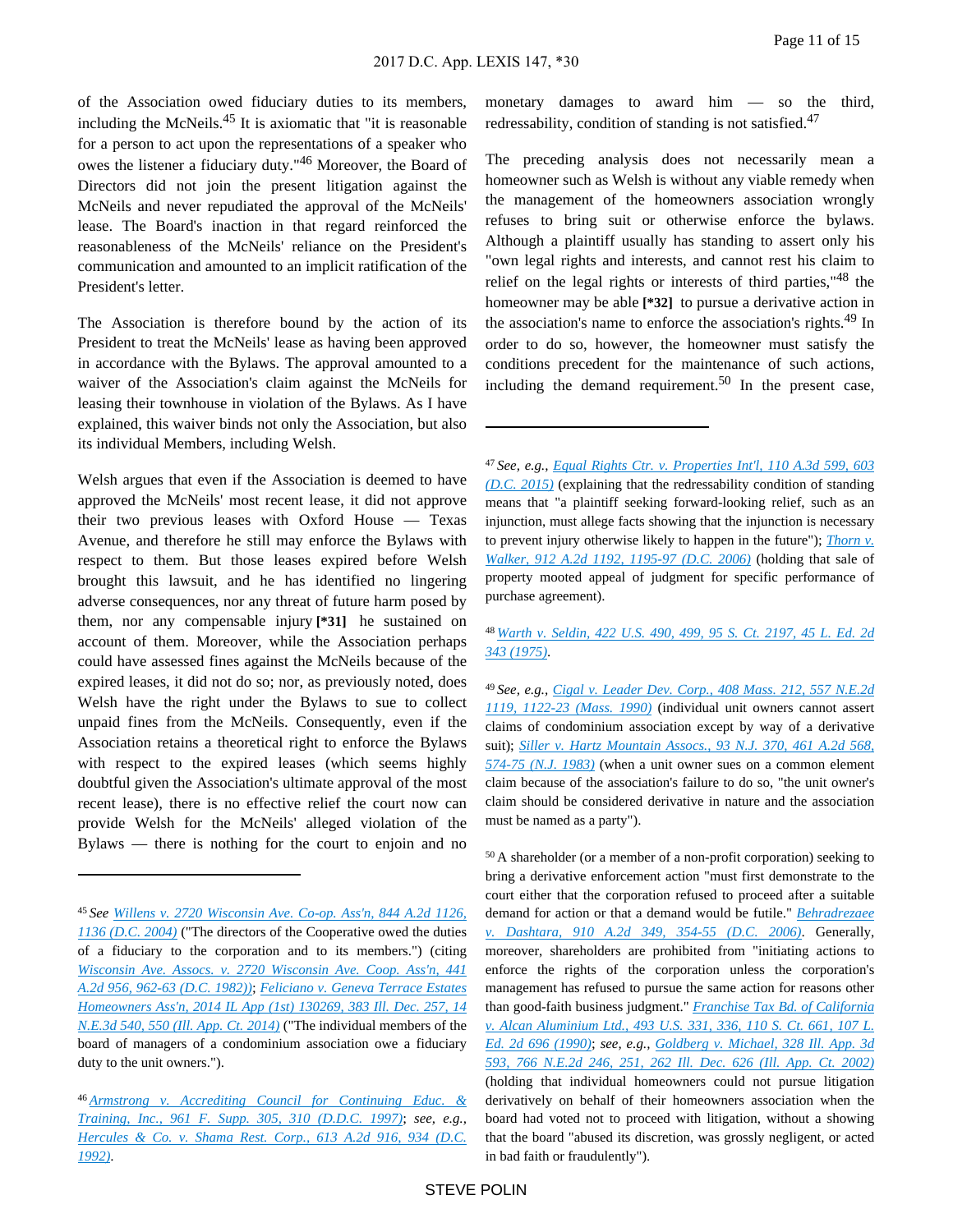of the Association owed fiduciary duties to its members, including the McNeils.[45] It is axiomatic that "it is reasonable for a person to act upon the representations of a speaker who owes the listener a fiduciary duty."[46] Moreover, the Board of Directors did not join the present litigation against the McNeils and never repudiated the approval of the McNeils' lease. The Board's inaction in that regard reinforced the reasonableness of the McNeils' reliance on the President's communication and amounted to an implicit ratification of the President's letter.

The Association is therefore bound by the action of its President to treat the McNeils' lease as having been approved in accordance with the Bylaws. The approval amounted to a waiver of the Association's claim against the McNeils for leasing their townhouse in violation of the Bylaws. As I have explained, this waiver binds not only the Association, but also its individual Members, including Welsh.

Welsh argues that even if the Association is deemed to have approved the McNeils' most recent lease, it did not approve their two previous leases with Oxford House — Texas Avenue, and therefore he still may enforce the Bylaws with respect to them. But those leases expired before Welsh brought this lawsuit, and he has identified no lingering adverse consequences, nor any threat of future harm posed by them, nor any compensable injury **[\*31]** he sustained on account of them. Moreover, while the Association perhaps could have assessed fines against the McNeils because of the expired leases, it did not do so; nor, as previously noted, does Welsh have the right under the Bylaws to sue to collect unpaid fines from the McNeils. Consequently, even if the Association retains a theoretical right to enforce the Bylaws with respect to the expired leases (which seems highly doubtful given the Association's ultimate approval of the most recent lease), there is no effective relief the court now can provide Welsh for the McNeils' alleged violation of the Bylaws — there is nothing for the court to enjoin and no monetary damages to award him — so the third, redressability, condition of standing is not satisfied.[47]

The preceding analysis does not necessarily mean a homeowner such as Welsh is without any viable remedy when the management of the homeowners association wrongly refuses to bring suit or otherwise enforce the bylaws. Although a plaintiff usually has standing to assert only his "own legal rights and interests, and cannot rest his claim to relief on the legal rights or interests of third parties,"[48] the homeowner may be able **[\*32]** to pursue a derivative action in the association's name to enforce the association's rights.[49] In order to do so, however, the homeowner must satisfy the conditions precedent for the maintenance of such actions, including the demand requirement.[50] In the present case,

---

[45] *See* Willens v. 2720 Wisconsin Ave. Co-op. Ass'n, 844 A.2d 1126, 1136 (D.C. 2004) ("The directors of the Cooperative owed the duties of a fiduciary to the corporation and to its members.") (citing *Wisconsin Ave. Assocs. v. 2720 Wisconsin Ave. Coop. Ass'n, 441 A.2d 956, 962-63 (D.C. 1982)*); *Feliciano v. Geneva Terrace Estates Homeowners Ass'n, 2014 IL App (1st) 130269, 383 Ill. Dec. 257, 14 N.E.3d 540, 550 (Ill. App. Ct. 2014)* ("The individual members of the board of managers of a condominium association owe a fiduciary duty to the unit owners.").

[46] *Armstrong v. Accrediting Council for Continuing Educ. & Training, Inc., 961 F. Supp. 305, 310 (D.D.C. 1997)*; *see, e.g., Hercules & Co. v. Shama Rest. Corp., 613 A.2d 916, 934 (D.C. 1992)*.

[47] *See, e.g., Equal Rights Ctr. v. Properties Int'l, 110 A.3d 599, 603 (D.C. 2015)* (explaining that the redressability condition of standing means that "a plaintiff seeking forward-looking relief, such as an injunction, must allege facts showing that the injunction is necessary to prevent injury otherwise likely to happen in the future"); *Thorn v. Walker, 912 A.2d 1192, 1195-97 (D.C. 2006)* (holding that sale of property mooted appeal of judgment for specific performance of purchase agreement).

[48] *Warth v. Seldin, 422 U.S. 490, 499, 95 S. Ct. 2197, 45 L. Ed. 2d 343 (1975)*.

[49] *See, e.g., Cigal v. Leader Dev. Corp., 408 Mass. 212, 557 N.E.2d 1119, 1122-23 (Mass. 1990)* (individual unit owners cannot assert claims of condominium association except by way of a derivative suit); *Siller v. Hartz Mountain Assocs., 93 N.J. 370, 461 A.2d 568, 574-75 (N.J. 1983)* (when a unit owner sues on a common element claim because of the association's failure to do so, "the unit owner's claim should be considered derivative in nature and the association must be named as a party").

[50] A shareholder (or a member of a non-profit corporation) seeking to bring a derivative enforcement action "must first demonstrate to the court either that the corporation refused to proceed after a suitable demand for action or that a demand would be futile." *Behradrezaee v. Dashtara, 910 A.2d 349, 354-55 (D.C. 2006)*. Generally, moreover, shareholders are prohibited from "initiating actions to enforce the rights of the corporation unless the corporation's management has refused to pursue the same action for reasons other than good-faith business judgment." *Franchise Tax Bd. of California v. Alcan Aluminium Ltd., 493 U.S. 331, 336, 110 S. Ct. 661, 107 L. Ed. 2d 696 (1990)*; *see, e.g., Goldberg v. Michael, 328 Ill. App. 3d 593, 766 N.E.2d 246, 251, 262 Ill. Dec. 626 (Ill. App. Ct. 2002)* (holding that individual homeowners could not pursue litigation derivatively on behalf of their homeowners association when the board had voted not to proceed with litigation, without a showing that the board "abused its discretion, was grossly negligent, or acted in bad faith or fraudulently").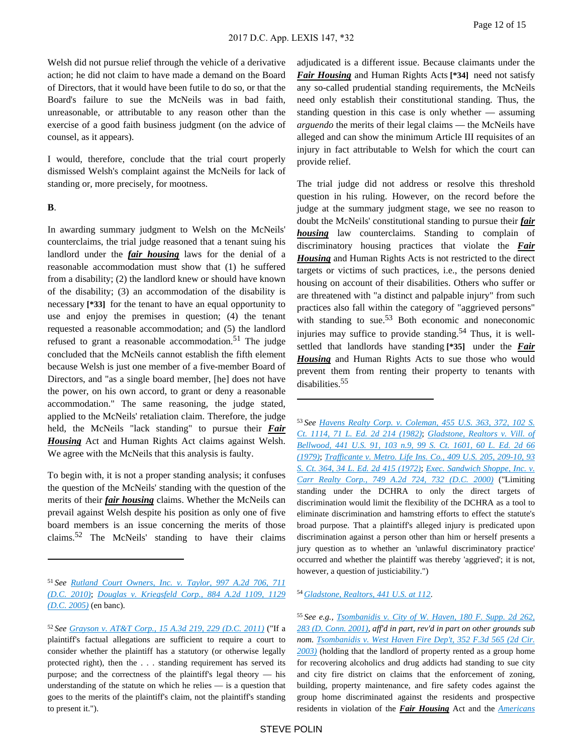Welsh did not pursue relief through the vehicle of a derivative action; he did not claim to have made a demand on the Board of Directors, that it would have been futile to do so, or that the Board's failure to sue the McNeils was in bad faith, unreasonable, or attributable to any reason other than the exercise of a good faith business judgment (on the advice of counsel, as it appears).

I would, therefore, conclude that the trial court properly dismissed Welsh's complaint against the McNeils for lack of standing or, more precisely, for mootness.

**B**.

In awarding summary judgment to Welsh on the McNeils' counterclaims, the trial judge reasoned that a tenant suing his landlord under the ***fair housing*** laws for the denial of a reasonable accommodation must show that (1) he suffered from a disability; (2) the landlord knew or should have known of the disability; (3) an accommodation of the disability is necessary **[\*33]** for the tenant to have an equal opportunity to use and enjoy the premises in question; (4) the tenant requested a reasonable accommodation; and (5) the landlord refused to grant a reasonable accommodation.[51] The judge concluded that the McNeils cannot establish the fifth element because Welsh is just one member of a five-member Board of Directors, and "as a single board member, [he] does not have the power, on his own accord, to grant or deny a reasonable accommodation." The same reasoning, the judge stated, applied to the McNeils' retaliation claim. Therefore, the judge held, the McNeils "lack standing" to pursue their ***Fair Housing*** Act and Human Rights Act claims against Welsh. We agree with the McNeils that this analysis is faulty.

To begin with, it is not a proper standing analysis; it confuses the question of the McNeils' standing with the question of the merits of their ***fair housing*** claims. Whether the McNeils can prevail against Welsh despite his position as only one of five board members is an issue concerning the merits of those claims.[52] The McNeils' standing to have their claims adjudicated is a different issue. Because claimants under the ***Fair Housing*** and Human Rights Acts **[\*34]** need not satisfy any so-called prudential standing requirements, the McNeils need only establish their constitutional standing. Thus, the standing question in this case is only whether — assuming *arguendo* the merits of their legal claims — the McNeils have alleged and can show the minimum Article III requisites of an injury in fact attributable to Welsh for which the court can provide relief.

The trial judge did not address or resolve this threshold question in his ruling. However, on the record before the judge at the summary judgment stage, we see no reason to doubt the McNeils' constitutional standing to pursue their ***fair housing*** law counterclaims. Standing to complain of discriminatory housing practices that violate the ***Fair Housing*** and Human Rights Acts is not restricted to the direct targets or victims of such practices, i.e., the persons denied housing on account of their disabilities. Others who suffer or are threatened with "a distinct and palpable injury" from such practices also fall within the category of "aggrieved persons" with standing to sue.[53] Both economic and noneconomic injuries may suffice to provide standing.[54] Thus, it is well-settled that landlords have standing **[\*35]** under the ***Fair Housing*** and Human Rights Acts to sue those who would prevent them from renting their property to tenants with disabilities.[55]

---

[51] *See* Rutland Court Owners, Inc. v. Taylor, 997 A.2d 706, 711 (D.C. 2010); Douglas v. Kriegsfeld Corp., 884 A.2d 1109, 1129 (D.C. 2005) (en banc).

[52] *See* Grayson v. AT&T Corp., 15 A.3d 219, 229 (D.C. 2011) ("If a plaintiff's factual allegations are sufficient to require a court to consider whether the plaintiff has a statutory (or otherwise legally protected right), then the . . . standing requirement has served its purpose; and the correctness of the plaintiff's legal theory — his understanding of the statute on which he relies — is a question that goes to the merits of the plaintiff's claim, not the plaintiff's standing to present it.").

[53] *See* Havens Realty Corp. v. Coleman, 455 U.S. 363, 372, 102 S. Ct. 1114, 71 L. Ed. 2d 214 (1982); Gladstone, Realtors v. Vill. of Bellwood, 441 U.S. 91, 103 n.9, 99 S. Ct. 1601, 60 L. Ed. 2d 66 (1979); Trafficante v. Metro. Life Ins. Co., 409 U.S. 205, 209-10, 93 S. Ct. 364, 34 L. Ed. 2d 415 (1972); Exec. Sandwich Shoppe, Inc. v. Carr Realty Corp., 749 A.2d 724, 732 (D.C. 2000) ("Limiting standing under the DCHRA to only the direct targets of discrimination would limit the flexibility of the DCHRA as a tool to eliminate discrimination and hamstring efforts to effect the statute's broad purpose. That a plaintiff's alleged injury is predicated upon discrimination against a person other than him or herself presents a jury question as to whether an 'unlawful discriminatory practice' occurred and whether the plaintiff was thereby 'aggrieved'; it is not, however, a question of justiciability.")

[54] Gladstone, Realtors, 441 U.S. at 112.

[55] *See e.g.*, Tsombanidis v. City of W. Haven, 180 F. Supp. 2d 262, 283 (D. Conn. 2001), *aff'd in part, rev'd in part on other grounds sub nom.* Tsombanidis v. West Haven Fire Dep't, 352 F.3d 565 (2d Cir. 2003) (holding that the landlord of property rented as a group home for recovering alcoholics and drug addicts had standing to sue city and city fire district on claims that the enforcement of zoning, building, property maintenance, and fire safety codes against the group home discriminated against the residents and prospective residents in violation of the ***Fair Housing*** Act and the Americans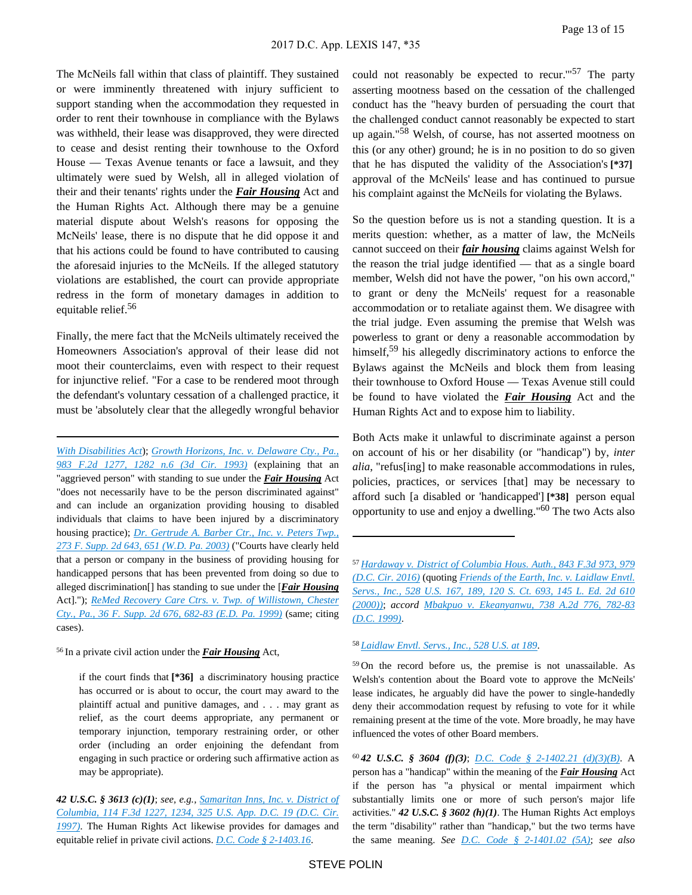The McNeils fall within that class of plaintiff. They sustained or were imminently threatened with injury sufficient to support standing when the accommodation they requested in order to rent their townhouse in compliance with the Bylaws was withheld, their lease was disapproved, they were directed to cease and desist renting their townhouse to the Oxford House — Texas Avenue tenants or face a lawsuit, and they ultimately were sued by Welsh, all in alleged violation of their and their tenants' rights under the ***Fair Housing*** Act and the Human Rights Act. Although there may be a genuine material dispute about Welsh's reasons for opposing the McNeils' lease, there is no dispute that he did oppose it and that his actions could be found to have contributed to causing the aforesaid injuries to the McNeils. If the alleged statutory violations are established, the court can provide appropriate redress in the form of monetary damages in addition to equitable relief.[56]

Finally, the mere fact that the McNeils ultimately received the Homeowners Association's approval of their lease did not moot their counterclaims, even with respect to their request for injunctive relief. "For a case to be rendered moot through the defendant's voluntary cessation of a challenged practice, it must be 'absolutely clear that the allegedly wrongful behavior could not reasonably be expected to recur.'"[57] The party asserting mootness based on the cessation of the challenged conduct has the "heavy burden of persuading the court that the challenged conduct cannot reasonably be expected to start up again."[58] Welsh, of course, has not asserted mootness on this (or any other) ground; he is in no position to do so given that he has disputed the validity of the Association's **[\*37]** approval of the McNeils' lease and has continued to pursue his complaint against the McNeils for violating the Bylaws.

So the question before us is not a standing question. It is a merits question: whether, as a matter of law, the McNeils cannot succeed on their ***fair housing*** claims against Welsh for the reason the trial judge identified — that as a single board member, Welsh did not have the power, "on his own accord," to grant or deny the McNeils' request for a reasonable accommodation or to retaliate against them. We disagree with the trial judge. Even assuming the premise that Welsh was powerless to grant or deny a reasonable accommodation by himself,[59] his allegedly discriminatory actions to enforce the Bylaws against the McNeils and block them from leasing their townhouse to Oxford House — Texas Avenue still could be found to have violated the ***Fair Housing*** Act and the Human Rights Act and to expose him to liability.

Both Acts make it unlawful to discriminate against a person on account of his or her disability (or "handicap") by, *inter alia*, "refus[ing] to make reasonable accommodations in rules, policies, practices, or services [that] may be necessary to afford such [a disabled or 'handicapped'] **[\*38]** person equal opportunity to use and enjoy a dwelling."[60] The two Acts also

---

*With Disabilities Act*); *Growth Horizons, Inc. v. Delaware Cty., Pa., 983 F.2d 1277, 1282 n.6 (3d Cir. 1993)* (explaining that an "aggrieved person" with standing to sue under the ***Fair Housing*** Act "does not necessarily have to be the person discriminated against" and can include an organization providing housing to disabled individuals that claims to have been injured by a discriminatory housing practice); *Dr. Gertrude A. Barber Ctr., Inc. v. Peters Twp., 273 F. Supp. 2d 643, 651 (W.D. Pa. 2003)* ("Courts have clearly held that a person or company in the business of providing housing for handicapped persons that has been prevented from doing so due to alleged discrimination[] has standing to sue under the [***Fair Housing*** Act]."); *ReMed Recovery Care Ctrs. v. Twp. of Willistown, Chester Cty., Pa., 36 F. Supp. 2d 676, 682-83 (E.D. Pa. 1999)* (same; citing cases).

[56] In a private civil action under the ***Fair Housing*** Act,

> if the court finds that **[\*36]** a discriminatory housing practice has occurred or is about to occur, the court may award to the plaintiff actual and punitive damages, and . . . may grant as relief, as the court deems appropriate, any permanent or temporary injunction, temporary restraining order, or other order (including an order enjoining the defendant from engaging in such practice or ordering such affirmative action as may be appropriate).

***42 U.S.C. § 3613 (c)(1)***; *see, e.g.*, *Samaritan Inns, Inc. v. District of Columbia, 114 F.3d 1227, 1234, 325 U.S. App. D.C. 19 (D.C. Cir. 1997)*. The Human Rights Act likewise provides for damages and equitable relief in private civil actions. *D.C. Code § 2-1403.16*.

[57] *Hardaway v. District of Columbia Hous. Auth., 843 F.3d 973, 979 (D.C. Cir. 2016)* (quoting *Friends of the Earth, Inc. v. Laidlaw Envtl. Servs., Inc., 528 U.S. 167, 189, 120 S. Ct. 693, 145 L. Ed. 2d 610 (2000)*); *accord* *Mbakpuo v. Ekeanyanwu, 738 A.2d 776, 782-83 (D.C. 1999)*.

[58] *Laidlaw Envtl. Servs., Inc., 528 U.S. at 189*.

[59] On the record before us, the premise is not unassailable. As Welsh's contention about the Board vote to approve the McNeils' lease indicates, he arguably did have the power to single-handedly deny their accommodation request by refusing to vote for it while remaining present at the time of the vote. More broadly, he may have influenced the votes of other Board members.

[60] ***42 U.S.C. § 3604 (f)(3)***; *D.C. Code § 2-1402.21 (d)(3)(B)*. A person has a "handicap" within the meaning of the ***Fair Housing*** Act if the person has "a physical or mental impairment which substantially limits one or more of such person's major life activities." ***42 U.S.C. § 3602 (h)(1)***. The Human Rights Act employs the term "disability" rather than "handicap," but the two terms have the same meaning. *See* *D.C. Code § 2-1401.02 (5A)*; *see also*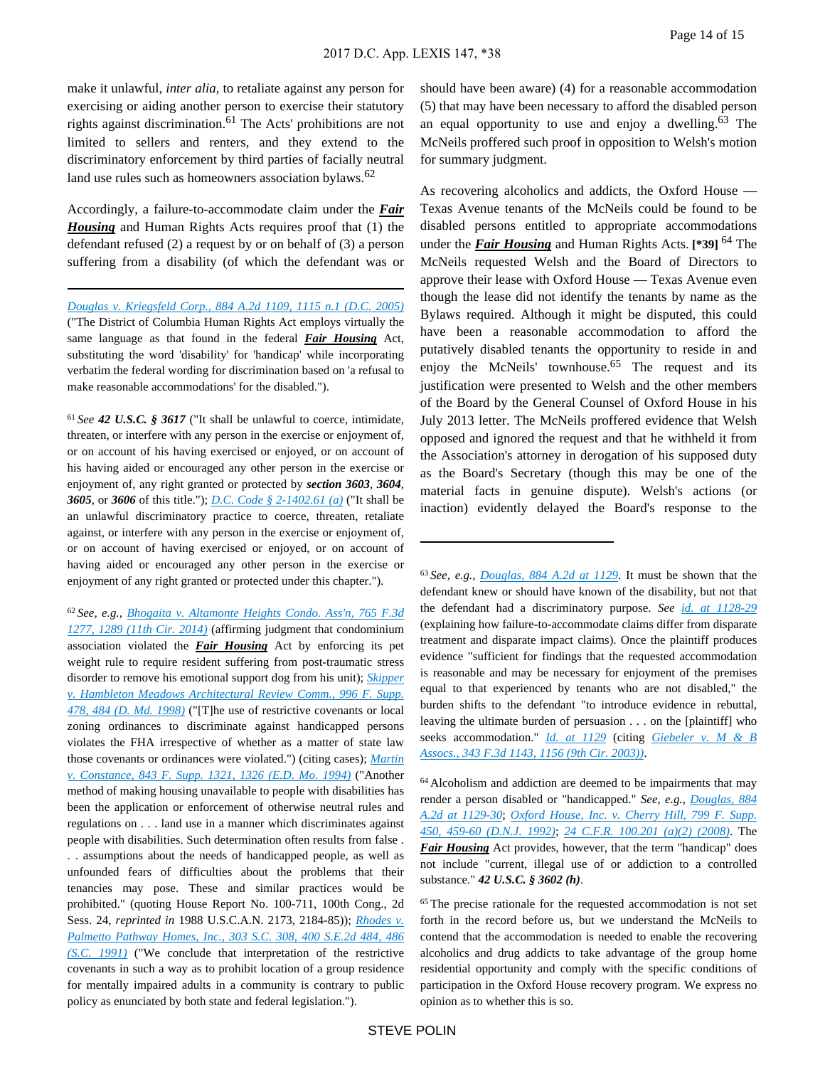make it unlawful, *inter alia*, to retaliate against any person for exercising or aiding another person to exercise their statutory rights against discrimination.[61] The Acts' prohibitions are not limited to sellers and renters, and they extend to the discriminatory enforcement by third parties of facially neutral land use rules such as homeowners association bylaws.[62]

Accordingly, a failure-to-accommodate claim under the ***Fair Housing*** and Human Rights Acts requires proof that (1) the defendant refused (2) a request by or on behalf of (3) a person suffering from a disability (of which the defendant was or should have been aware) (4) for a reasonable accommodation (5) that may have been necessary to afford the disabled person an equal opportunity to use and enjoy a dwelling.[63] The McNeils proffered such proof in opposition to Welsh's motion for summary judgment.

As recovering alcoholics and addicts, the Oxford House — Texas Avenue tenants of the McNeils could be found to be disabled persons entitled to appropriate accommodations under the ***Fair Housing*** and Human Rights Acts. **[*39]** [64] The McNeils requested Welsh and the Board of Directors to approve their lease with Oxford House — Texas Avenue even though the lease did not identify the tenants by name as the Bylaws required. Although it might be disputed, this could have been a reasonable accommodation to afford the putatively disabled tenants the opportunity to reside in and enjoy the McNeils' townhouse.[65] The request and its justification were presented to Welsh and the other members of the Board by the General Counsel of Oxford House in his July 2013 letter. The McNeils proffered evidence that Welsh opposed and ignored the request and that he withheld it from the Association's attorney in derogation of his supposed duty as the Board's Secretary (though this may be one of the material facts in genuine dispute). Welsh's actions (or inaction) evidently delayed the Board's response to the

---

Douglas v. Kriegsfeld Corp., 884 A.2d 1109, 1115 n.1 (D.C. 2005) ("The District of Columbia Human Rights Act employs virtually the same language as that found in the federal ***Fair Housing*** Act, substituting the word 'disability' for 'handicap' while incorporating verbatim the federal wording for discrimination based on 'a refusal to make reasonable accommodations' for the disabled.").

[61] *See* ***42 U.S.C. § 3617*** ("It shall be unlawful to coerce, intimidate, threaten, or interfere with any person in the exercise or enjoyment of, or on account of his having exercised or enjoyed, or on account of his having aided or encouraged any other person in the exercise or enjoyment of, any right granted or protected by ***section 3603***, ***3604***, ***3605***, or ***3606*** of this title."); D.C. Code § 2-1402.61 (a) ("It shall be an unlawful discriminatory practice to coerce, threaten, retaliate against, or interfere with any person in the exercise or enjoyment of, or on account of having exercised or enjoyed, or on account of having aided or encouraged any other person in the exercise or enjoyment of any right granted or protected under this chapter.").

[62] *See, e.g.*, Bhogaita v. Altamonte Heights Condo. Ass'n, 765 F.3d 1277, 1289 (11th Cir. 2014) (affirming judgment that condominium association violated the ***Fair Housing*** Act by enforcing its pet weight rule to require resident suffering from post-traumatic stress disorder to remove his emotional support dog from his unit); Skipper v. Hambleton Meadows Architectural Review Comm., 996 F. Supp. 478, 484 (D. Md. 1998) ("[T]he use of restrictive covenants or local zoning ordinances to discriminate against handicapped persons violates the FHA irrespective of whether as a matter of state law those covenants or ordinances were violated.") (citing cases); Martin v. Constance, 843 F. Supp. 1321, 1326 (E.D. Mo. 1994) ("Another method of making housing unavailable to people with disabilities has been the application or enforcement of otherwise neutral rules and regulations on . . . land use in a manner which discriminates against people with disabilities. Such determination often results from false . . . assumptions about the needs of handicapped people, as well as unfounded fears of difficulties about the problems that their tenancies may pose. These and similar practices would be prohibited." (quoting House Report No. 100-711, 100th Cong., 2d Sess. 24, *reprinted in* 1988 U.S.C.A.N. 2173, 2184-85)); Rhodes v. Palmetto Pathway Homes, Inc., 303 S.C. 308, 400 S.E.2d 484, 486 (S.C. 1991) ("We conclude that interpretation of the restrictive covenants in such a way as to prohibit location of a group residence for mentally impaired adults in a community is contrary to public policy as enunciated by both state and federal legislation.").

[63] *See, e.g.*, Douglas, 884 A.2d at 1129. It must be shown that the defendant knew or should have known of the disability, but not that the defendant had a discriminatory purpose. *See* id. at 1128-29 (explaining how failure-to-accommodate claims differ from disparate treatment and disparate impact claims). Once the plaintiff produces evidence "sufficient for findings that the requested accommodation is reasonable and may be necessary for enjoyment of the premises equal to that experienced by tenants who are not disabled," the burden shifts to the defendant "to introduce evidence in rebuttal, leaving the ultimate burden of persuasion . . . on the [plaintiff] who seeks accommodation." Id. at 1129 (citing Giebeler v. M & B Assocs., 343 F.3d 1143, 1156 (9th Cir. 2003)).

[64] Alcoholism and addiction are deemed to be impairments that may render a person disabled or "handicapped." *See, e.g.*, Douglas, 884 A.2d at 1129-30; Oxford House, Inc. v. Cherry Hill, 799 F. Supp. 450, 459-60 (D.N.J. 1992); 24 C.F.R. 100.201 (a)(2) (2008). The ***Fair Housing*** Act provides, however, that the term "handicap" does not include "current, illegal use of or addiction to a controlled substance." ***42 U.S.C. § 3602 (h)***.

[65] The precise rationale for the requested accommodation is not set forth in the record before us, but we understand the McNeils to contend that the accommodation is needed to enable the recovering alcoholics and drug addicts to take advantage of the group home residential opportunity and comply with the specific conditions of participation in the Oxford House recovery program. We express no opinion as to whether this is so.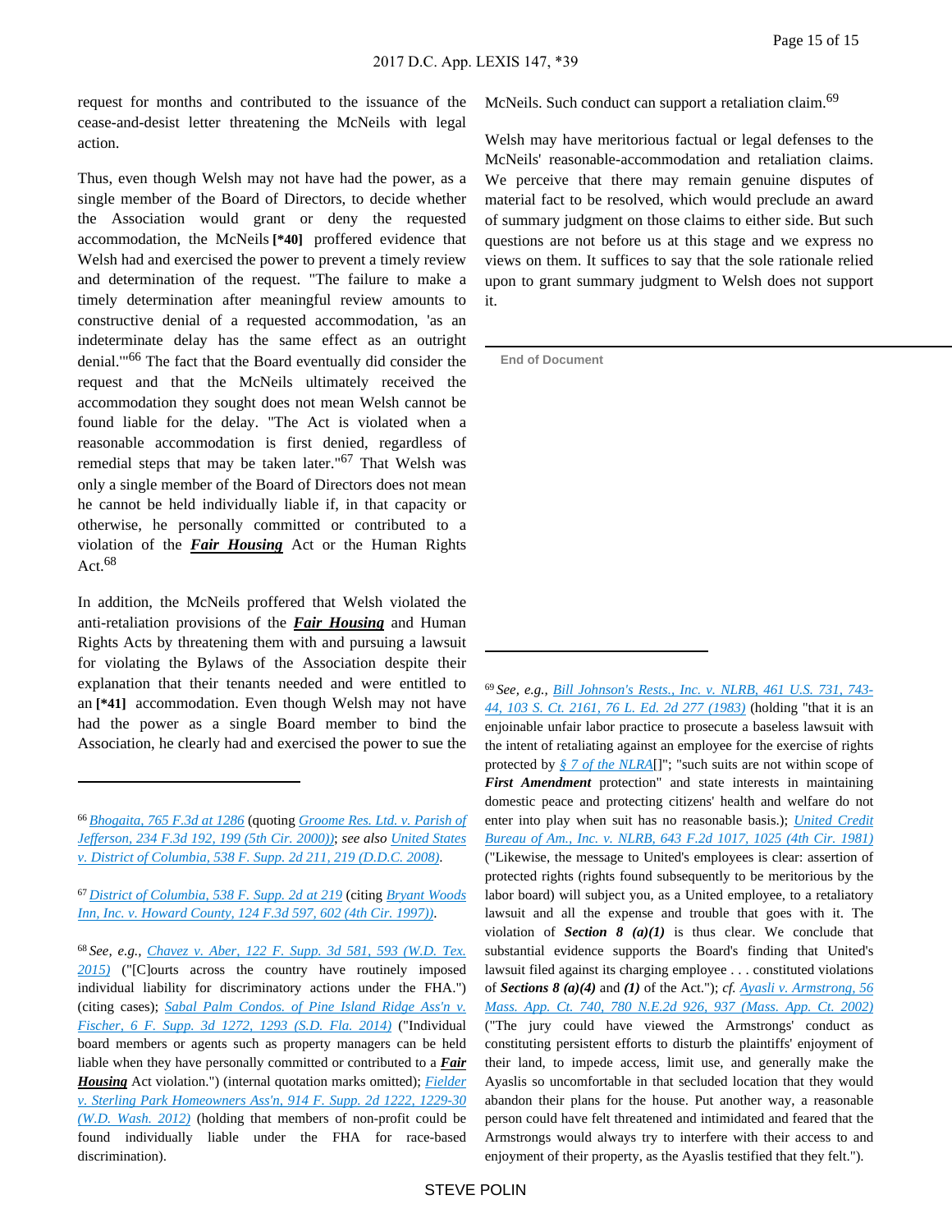request for months and contributed to the issuance of the cease-and-desist letter threatening the McNeils with legal action.

Thus, even though Welsh may not have had the power, as a single member of the Board of Directors, to decide whether the Association would grant or deny the requested accommodation, the McNeils **[*40]** proffered evidence that Welsh had and exercised the power to prevent a timely review and determination of the request. "The failure to make a timely determination after meaningful review amounts to constructive denial of a requested accommodation, 'as an indeterminate delay has the same effect as an outright denial.'"[66] The fact that the Board eventually did consider the request and that the McNeils ultimately received the accommodation they sought does not mean Welsh cannot be found liable for the delay. "The Act is violated when a reasonable accommodation is first denied, regardless of remedial steps that may be taken later."[67] That Welsh was only a single member of the Board of Directors does not mean he cannot be held individually liable if, in that capacity or otherwise, he personally committed or contributed to a violation of the ***Fair Housing*** Act or the Human Rights Act.[68]

In addition, the McNeils proffered that Welsh violated the anti-retaliation provisions of the ***Fair Housing*** and Human Rights Acts by threatening them with and pursuing a lawsuit for violating the Bylaws of the Association despite their explanation that their tenants needed and were entitled to an **[*41]** accommodation. Even though Welsh may not have had the power as a single Board member to bind the Association, he clearly had and exercised the power to sue the McNeils. Such conduct can support a retaliation claim.[69]

Welsh may have meritorious factual or legal defenses to the McNeils' reasonable-accommodation and retaliation claims. We perceive that there may remain genuine disputes of material fact to be resolved, which would preclude an award of summary judgment on those claims to either side. But such questions are not before us at this stage and we express no views on them. It suffices to say that the sole rationale relied upon to grant summary judgment to Welsh does not support it.

---

End of Document

---

[66] *Bhogaita, 765 F.3d at 1286* (quoting *Groome Res. Ltd. v. Parish of Jefferson, 234 F.3d 192, 199 (5th Cir. 2000)*); *see also* *United States v. District of Columbia, 538 F. Supp. 2d 211, 219 (D.D.C. 2008)*.

[67] *District of Columbia, 538 F. Supp. 2d at 219* (citing *Bryant Woods Inn, Inc. v. Howard County, 124 F.3d 597, 602 (4th Cir. 1997)*).

[68] *See, e.g., Chavez v. Aber, 122 F. Supp. 3d 581, 593 (W.D. Tex. 2015)* ("[C]ourts across the country have routinely imposed individual liability for discriminatory actions under the FHA.") (citing cases); *Sabal Palm Condos. of Pine Island Ridge Ass'n v. Fischer, 6 F. Supp. 3d 1272, 1293 (S.D. Fla. 2014)* ("Individual board members or agents such as property managers can be held liable when they have personally committed or contributed to a ***Fair Housing*** Act violation.") (internal quotation marks omitted); *Fielder v. Sterling Park Homeowners Ass'n, 914 F. Supp. 2d 1222, 1229-30 (W.D. Wash. 2012)* (holding that members of non-profit could be found individually liable under the FHA for race-based discrimination).

[69] *See, e.g., Bill Johnson's Rests., Inc. v. NLRB, 461 U.S. 731, 743-44, 103 S. Ct. 2161, 76 L. Ed. 2d 277 (1983)* (holding "that it is an enjoinable unfair labor practice to prosecute a baseless lawsuit with the intent of retaliating against an employee for the exercise of rights protected by *§ 7 of the NLRA*[]"; "such suits are not within scope of ***First Amendment*** protection" and state interests in maintaining domestic peace and protecting citizens' health and welfare do not enter into play when suit has no reasonable basis.); *United Credit Bureau of Am., Inc. v. NLRB, 643 F.2d 1017, 1025 (4th Cir. 1981)* ("Likewise, the message to United's employees is clear: assertion of protected rights (rights found subsequently to be meritorious by the labor board) will subject you, as a United employee, to a retaliatory lawsuit and all the expense and trouble that goes with it. The violation of ***Section 8 (a)(1)*** is thus clear. We conclude that substantial evidence supports the Board's finding that United's lawsuit filed against its charging employee . . . constituted violations of ***Sections 8 (a)(4)*** and ***(1)*** of the Act."); *cf. Ayasli v. Armstrong, 56 Mass. App. Ct. 740, 780 N.E.2d 926, 937 (Mass. App. Ct. 2002)* ("The jury could have viewed the Armstrongs' conduct as constituting persistent efforts to disturb the plaintiffs' enjoyment of their land, to impede access, limit use, and generally make the Ayaslis so uncomfortable in that secluded location that they would abandon their plans for the house. Put another way, a reasonable person could have felt threatened and intimidated and feared that the Armstrongs would always try to interfere with their access to and enjoyment of their property, as the Ayaslis testified that they felt.").